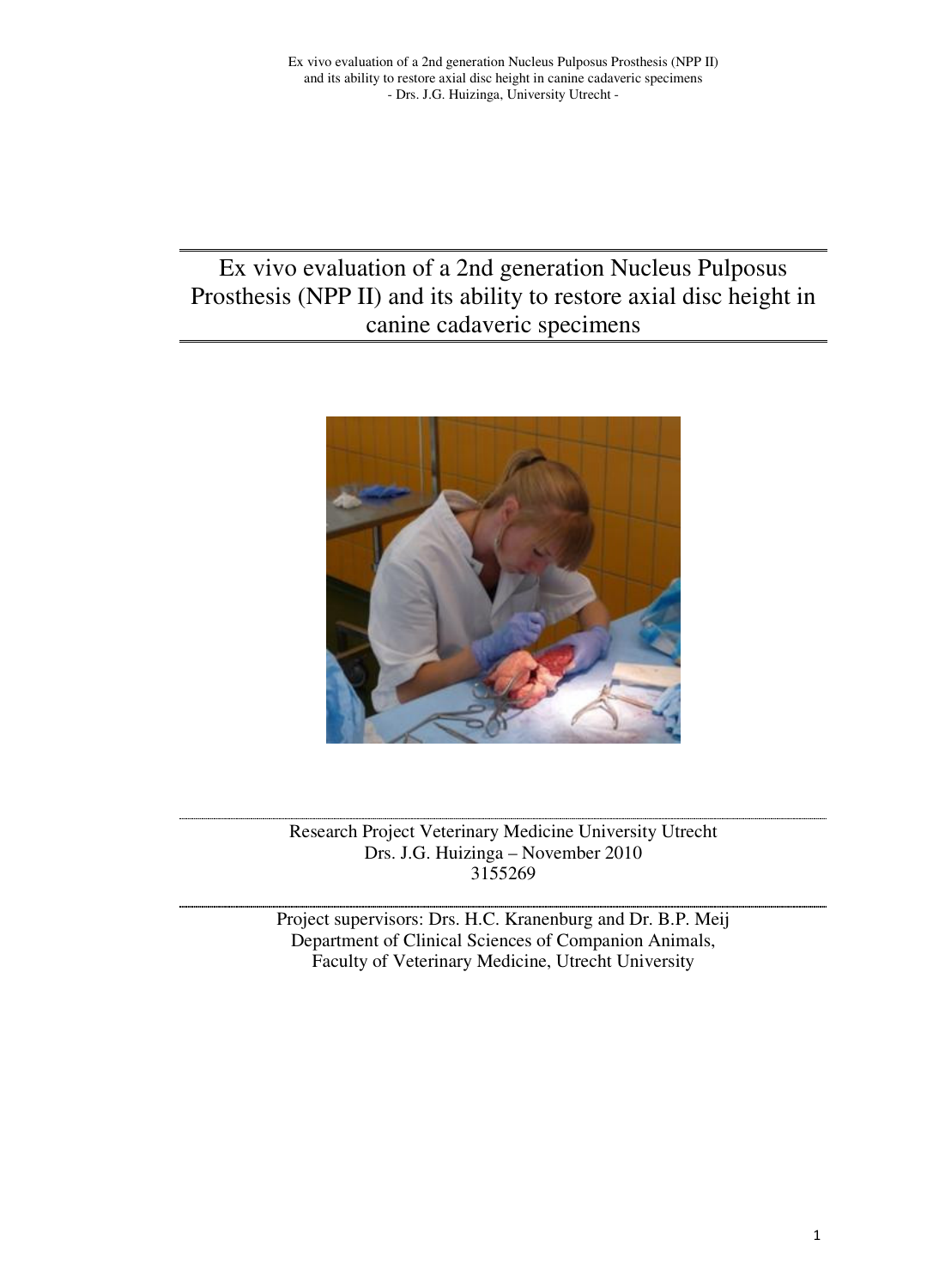# Ex vivo evaluation of a 2nd generation Nucleus Pulposus Prosthesis (NPP II) and its ability to restore axial disc height in canine cadaveric specimens

Research Project Veterinary Medicine University Utrecht
Drs. J.G. Huizinga – November 2010
3155269

Project supervisors: Drs. H.C. Kranenburg and Dr. B.P. Meij
Department of Clinical Sciences of Companion Animals,
Faculty of Veterinary Medicine, Utrecht University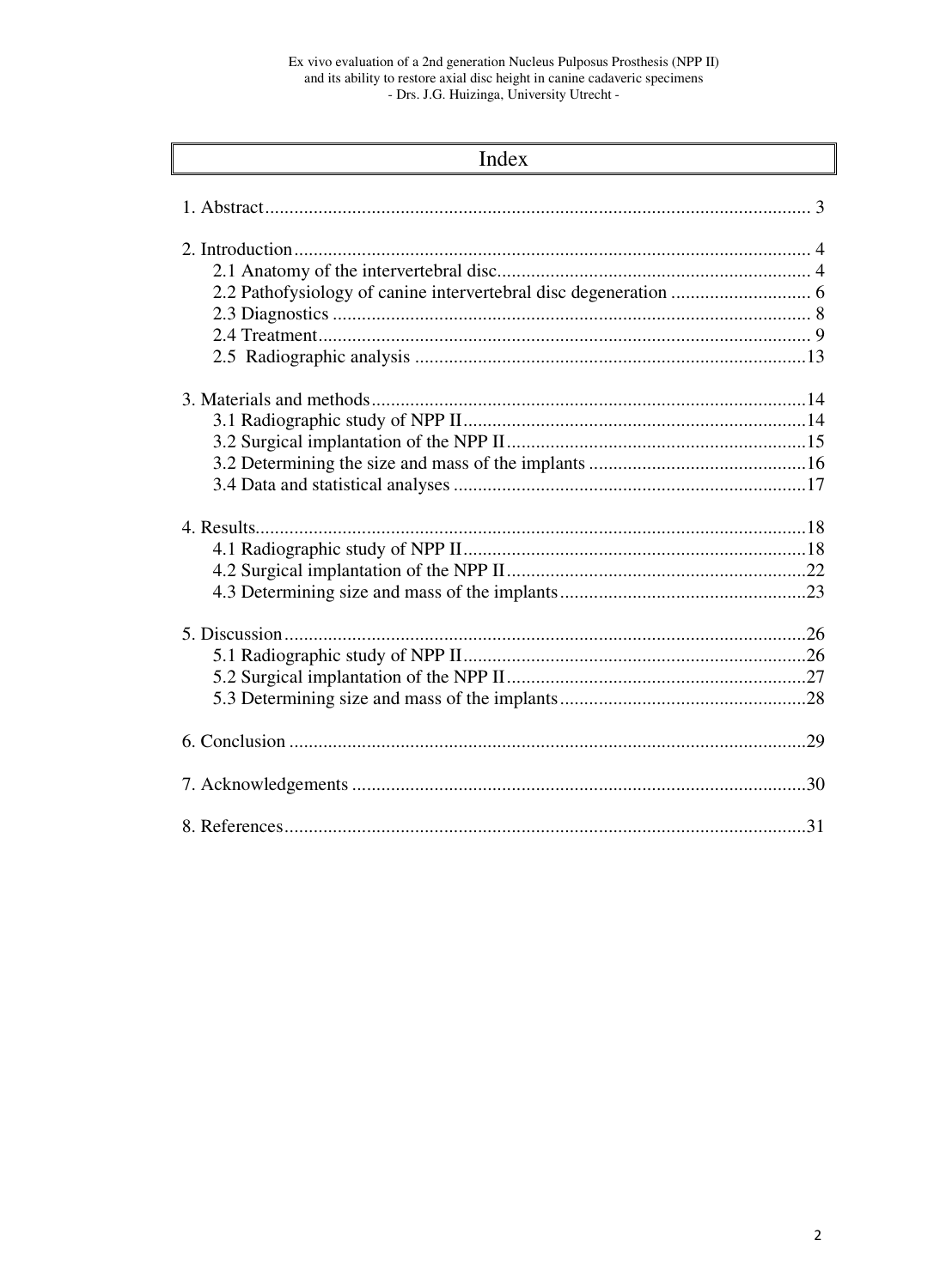# Index

1. Abstract ................................................................................................................ 3

2. Introduction .......................................................................................................... 4
   - 2.1 Anatomy of the intervertebral disc................................................................. 4
   - 2.2 Pathofysiology of canine intervertebral disc degeneration ............................. 6
   - 2.3 Diagnostics ................................................................................................... 8
   - 2.4 Treatment...................................................................................................... 9
   - 2.5 Radiographic analysis .................................................................................13

3. Materials and methods .........................................................................................14
   - 3.1 Radiographic study of NPP II.......................................................................14
   - 3.2 Surgical implantation of the NPP II..............................................................15
   - 3.2 Determining the size and mass of the implants .............................................16
   - 3.4 Data and statistical analyses .........................................................................17

4. Results..................................................................................................................18
   - 4.1 Radiographic study of NPP II.......................................................................18
   - 4.2 Surgical implantation of the NPP II..............................................................22
   - 4.3 Determining size and mass of the implants...................................................23

5. Discussion ...........................................................................................................26
   - 5.1 Radiographic study of NPP II.......................................................................26
   - 5.2 Surgical implantation of the NPP II..............................................................27
   - 5.3 Determining size and mass of the implants...................................................28

6. Conclusion ...........................................................................................................29

7. Acknowledgements ..............................................................................................30

8. References............................................................................................................31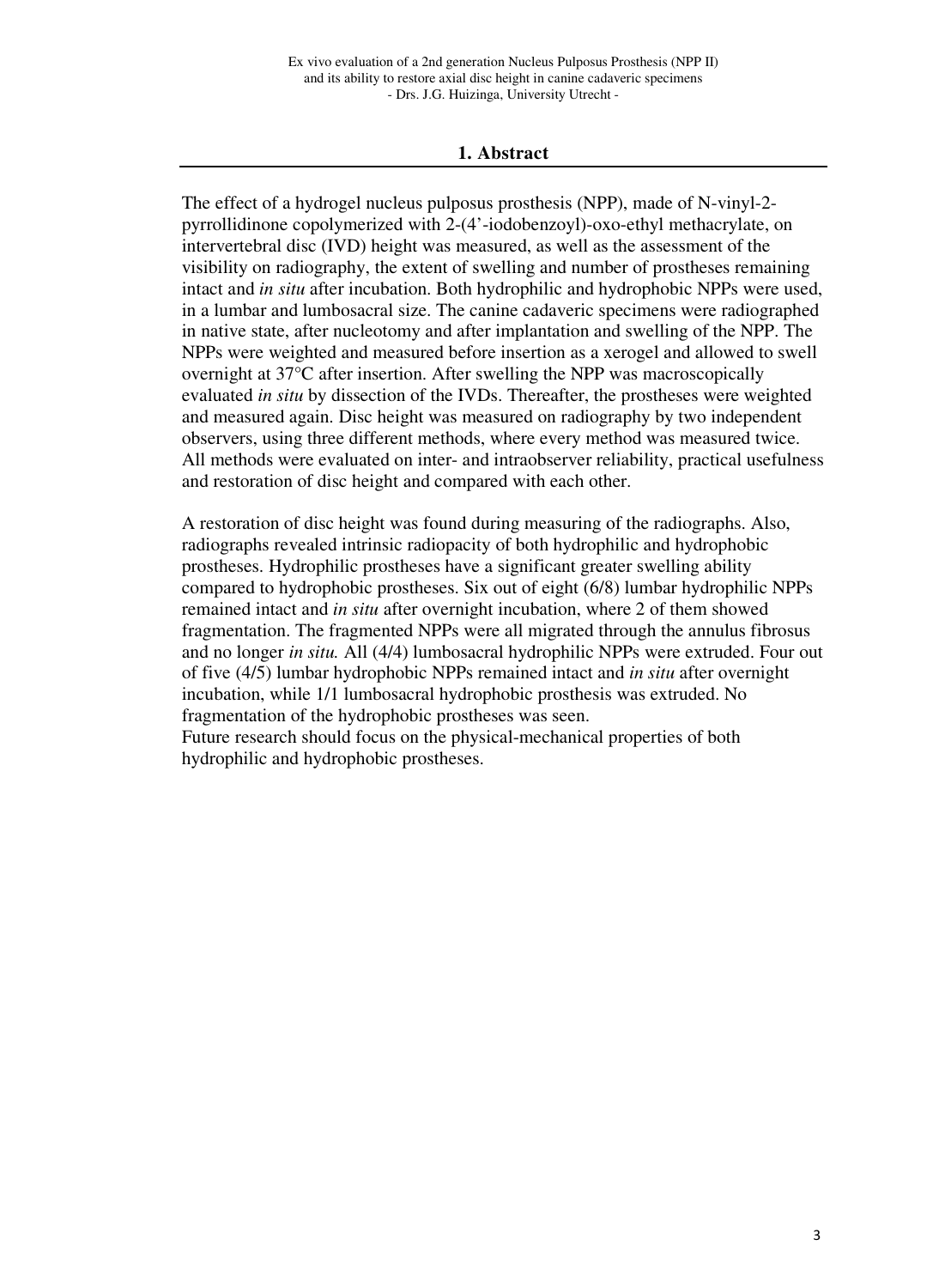## 1. Abstract

The effect of a hydrogel nucleus pulposus prosthesis (NPP), made of N-vinyl-2-pyrrollidinone copolymerized with 2-(4'-iodobenzoyl)-oxo-ethyl methacrylate, on intervertebral disc (IVD) height was measured, as well as the assessment of the visibility on radiography, the extent of swelling and number of prostheses remaining intact and *in situ* after incubation. Both hydrophilic and hydrophobic NPPs were used, in a lumbar and lumbosacral size. The canine cadaveric specimens were radiographed in native state, after nucleotomy and after implantation and swelling of the NPP. The NPPs were weighted and measured before insertion as a xerogel and allowed to swell overnight at 37°C after insertion. After swelling the NPP was macroscopically evaluated *in situ* by dissection of the IVDs. Thereafter, the prostheses were weighted and measured again. Disc height was measured on radiography by two independent observers, using three different methods, where every method was measured twice. All methods were evaluated on inter- and intraobserver reliability, practical usefulness and restoration of disc height and compared with each other.

A restoration of disc height was found during measuring of the radiographs. Also, radiographs revealed intrinsic radiopacity of both hydrophilic and hydrophobic prostheses. Hydrophilic prostheses have a significant greater swelling ability compared to hydrophobic prostheses. Six out of eight (6/8) lumbar hydrophilic NPPs remained intact and *in situ* after overnight incubation, where 2 of them showed fragmentation. The fragmented NPPs were all migrated through the annulus fibrosus and no longer *in situ.* All (4/4) lumbosacral hydrophilic NPPs were extruded. Four out of five (4/5) lumbar hydrophobic NPPs remained intact and *in situ* after overnight incubation, while 1/1 lumbosacral hydrophobic prosthesis was extruded. No fragmentation of the hydrophobic prostheses was seen.
Future research should focus on the physical-mechanical properties of both hydrophilic and hydrophobic prostheses.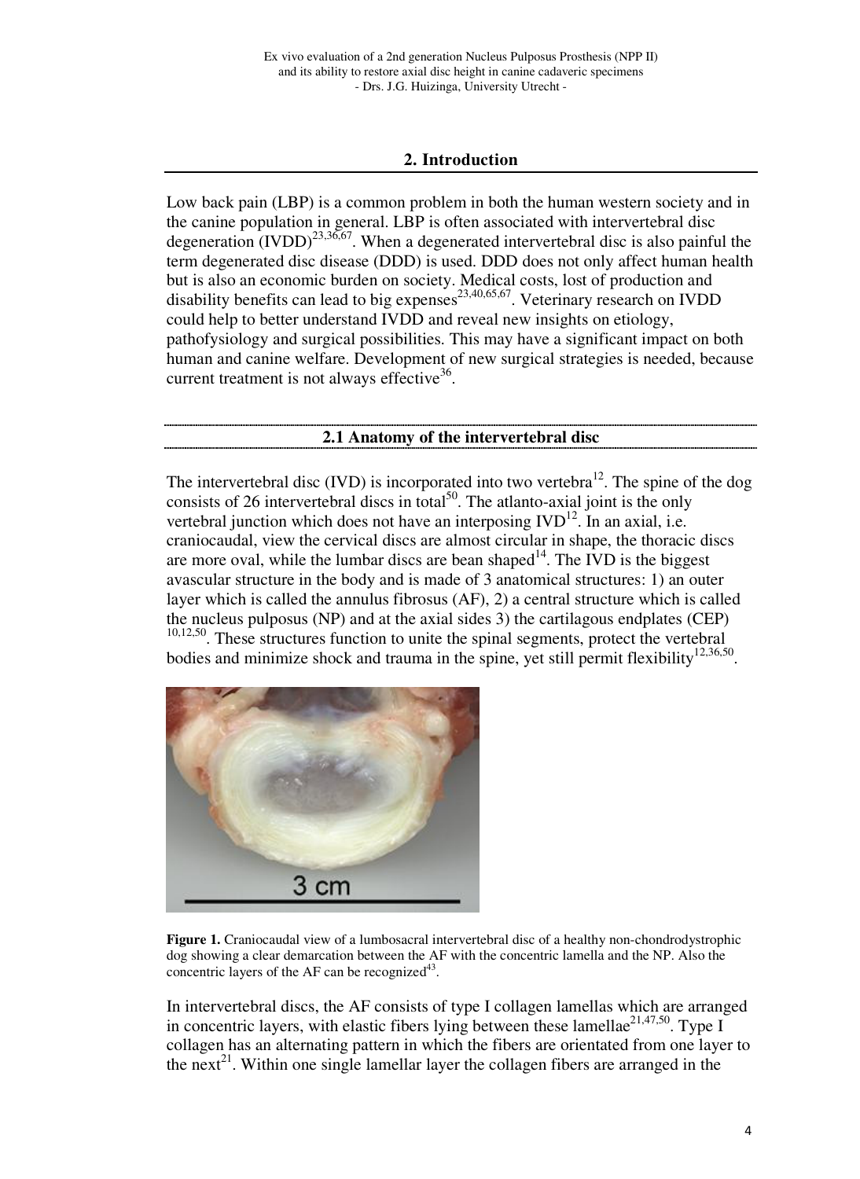## 2. Introduction

Low back pain (LBP) is a common problem in both the human western society and in the canine population in general. LBP is often associated with intervertebral disc degeneration (IVDD)[23,36,67]. When a degenerated intervertebral disc is also painful the term degenerated disc disease (DDD) is used. DDD does not only affect human health but is also an economic burden on society. Medical costs, lost of production and disability benefits can lead to big expenses[23,40,65,67]. Veterinary research on IVDD could help to better understand IVDD and reveal new insights on etiology, pathofysiology and surgical possibilities. This may have a significant impact on both human and canine welfare. Development of new surgical strategies is needed, because current treatment is not always effective[36].

### 2.1 Anatomy of the intervertebral disc

The intervertebral disc (IVD) is incorporated into two vertebra[12]. The spine of the dog consists of 26 intervertebral discs in total[50]. The atlanto-axial joint is the only vertebral junction which does not have an interposing IVD[12]. In an axial, i.e. craniocaudal, view the cervical discs are almost circular in shape, the thoracic discs are more oval, while the lumbar discs are bean shaped[14]. The IVD is the biggest avascular structure in the body and is made of 3 anatomical structures: 1) an outer layer which is called the annulus fibrosus (AF), 2) a central structure which is called the nucleus pulposus (NP) and at the axial sides 3) the cartilagous endplates (CEP) [10,12,50]. These structures function to unite the spinal segments, protect the vertebral bodies and minimize shock and trauma in the spine, yet still permit flexibility[12,36,50].

**Figure 1.** Craniocaudal view of a lumbosacral intervertebral disc of a healthy non-chondrodystrophic dog showing a clear demarcation between the AF with the concentric lamella and the NP. Also the concentric layers of the AF can be recognized[43].

In intervertebral discs, the AF consists of type I collagen lamellas which are arranged in concentric layers, with elastic fibers lying between these lamellae[21,47,50]. Type I collagen has an alternating pattern in which the fibers are orientated from one layer to the next[21]. Within one single lamellar layer the collagen fibers are arranged in the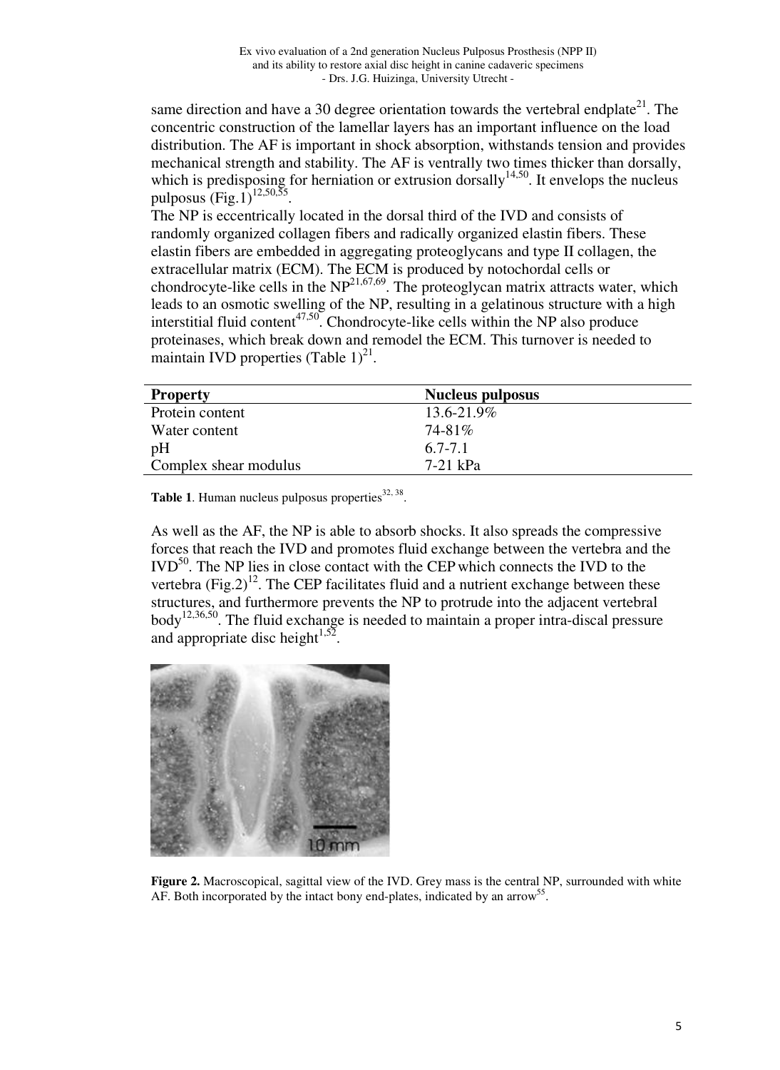same direction and have a 30 degree orientation towards the vertebral endplate[21]. The concentric construction of the lamellar layers has an important influence on the load distribution. The AF is important in shock absorption, withstands tension and provides mechanical strength and stability. The AF is ventrally two times thicker than dorsally, which is predisposing for herniation or extrusion dorsally[14,50]. It envelops the nucleus pulposus (Fig.1)[12,50,55].

The NP is eccentrically located in the dorsal third of the IVD and consists of randomly organized collagen fibers and radically organized elastin fibers. These elastin fibers are embedded in aggregating proteoglycans and type II collagen, the extracellular matrix (ECM). The ECM is produced by notochordal cells or chondrocyte-like cells in the NP[21,67,69]. The proteoglycan matrix attracts water, which leads to an osmotic swelling of the NP, resulting in a gelatinous structure with a high interstitial fluid content[47,50]. Chondrocyte-like cells within the NP also produce proteinases, which break down and remodel the ECM. This turnover is needed to maintain IVD properties (Table 1)[21].

| Property | Nucleus pulposus |
|---|---|
| Protein content | 13.6-21.9% |
| Water content | 74-81% |
| pH | 6.7-7.1 |
| Complex shear modulus | 7-21 kPa |

**Table 1**. Human nucleus pulposus properties[32, 38].

As well as the AF, the NP is able to absorb shocks. It also spreads the compressive forces that reach the IVD and promotes fluid exchange between the vertebra and the IVD[50]. The NP lies in close contact with the CEP which connects the IVD to the vertebra (Fig.2)[12]. The CEP facilitates fluid and a nutrient exchange between these structures, and furthermore prevents the NP to protrude into the adjacent vertebral body[12,36,50]. The fluid exchange is needed to maintain a proper intra-discal pressure and appropriate disc height[1,52].

**Figure 2.** Macroscopical, sagittal view of the IVD. Grey mass is the central NP, surrounded with white AF. Both incorporated by the intact bony end-plates, indicated by an arrow[55].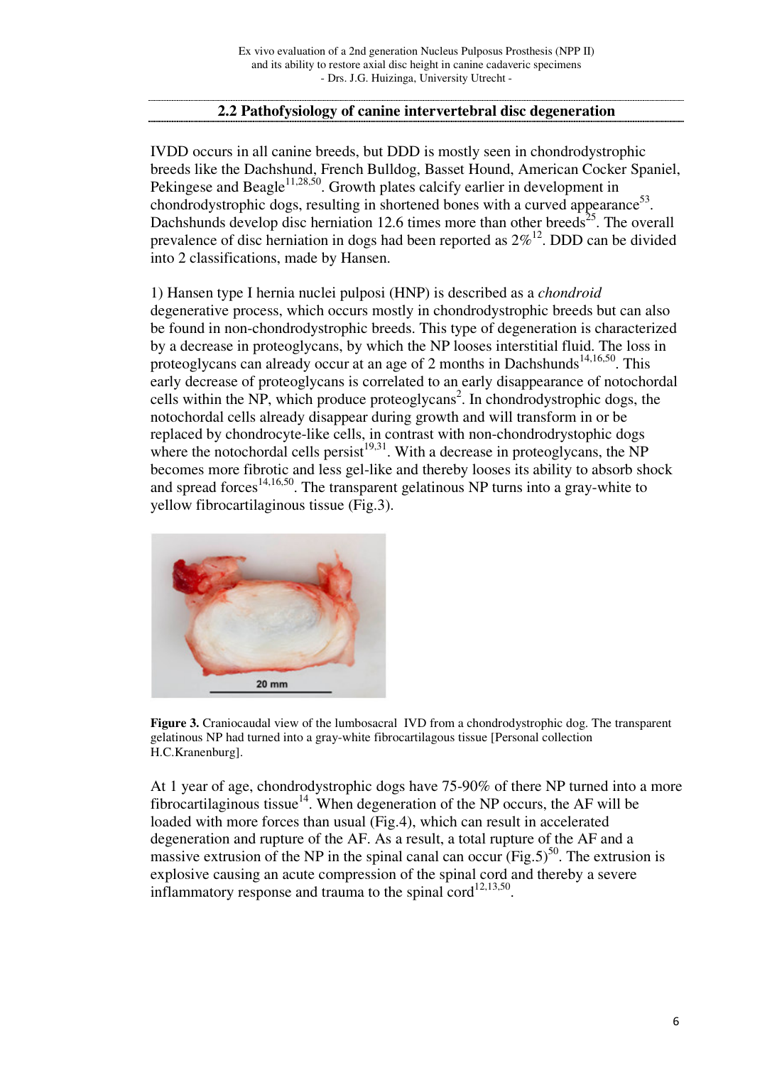## 2.2 Pathofysiology of canine intervertebral disc degeneration

IVDD occurs in all canine breeds, but DDD is mostly seen in chondrodystrophic breeds like the Dachshund, French Bulldog, Basset Hound, American Cocker Spaniel, Pekingese and Beagle[11,28,50]. Growth plates calcify earlier in development in chondrodystrophic dogs, resulting in shortened bones with a curved appearance[53]. Dachshunds develop disc herniation 12.6 times more than other breeds[25]. The overall prevalence of disc herniation in dogs had been reported as 2%[12]. DDD can be divided into 2 classifications, made by Hansen.

1) Hansen type I hernia nuclei pulposi (HNP) is described as a *chondroid* degenerative process, which occurs mostly in chondrodystrophic breeds but can also be found in non-chondrodystrophic breeds. This type of degeneration is characterized by a decrease in proteoglycans, by which the NP looses interstitial fluid. The loss in proteoglycans can already occur at an age of 2 months in Dachshunds[14,16,50]. This early decrease of proteoglycans is correlated to an early disappearance of notochordal cells within the NP, which produce proteoglycans[2]. In chondrodystrophic dogs, the notochordal cells already disappear during growth and will transform in or be replaced by chondrocyte-like cells, in contrast with non-chondrodrystophic dogs where the notochordal cells persist[19,31]. With a decrease in proteoglycans, the NP becomes more fibrotic and less gel-like and thereby looses its ability to absorb shock and spread forces[14,16,50]. The transparent gelatinous NP turns into a gray-white to yellow fibrocartilaginous tissue (Fig.3).

**Figure 3.** Craniocaudal view of the lumbosacral IVD from a chondrodystrophic dog. The transparent gelatinous NP had turned into a gray-white fibrocartilagous tissue [Personal collection H.C.Kranenburg].

At 1 year of age, chondrodystrophic dogs have 75-90% of there NP turned into a more fibrocartilaginous tissue[14]. When degeneration of the NP occurs, the AF will be loaded with more forces than usual (Fig.4), which can result in accelerated degeneration and rupture of the AF. As a result, a total rupture of the AF and a massive extrusion of the NP in the spinal canal can occur (Fig.5)[50]. The extrusion is explosive causing an acute compression of the spinal cord and thereby a severe inflammatory response and trauma to the spinal cord[12,13,50].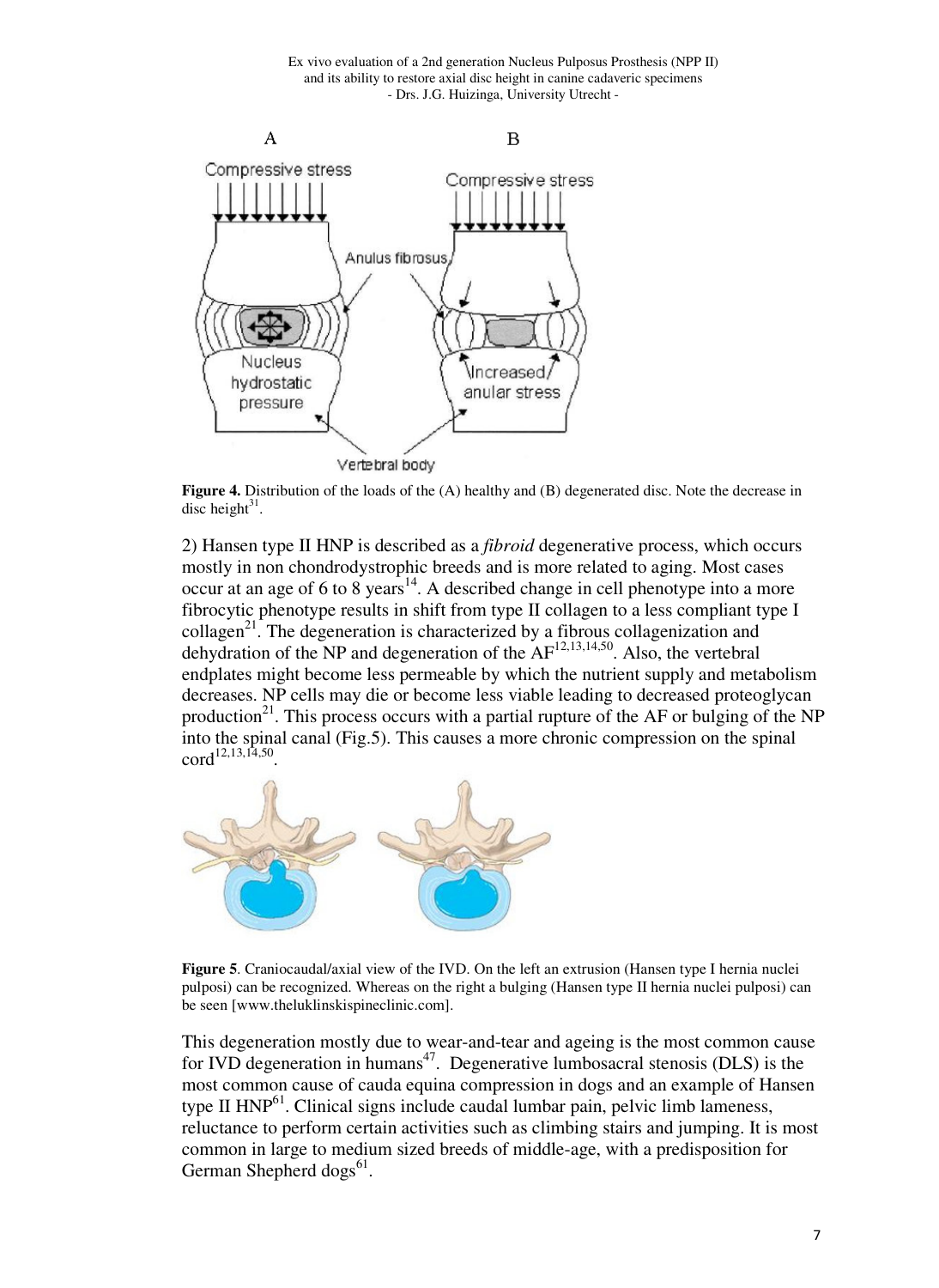**Figure 4.** Distribution of the loads of the (A) healthy and (B) degenerated disc. Note the decrease in disc height[31].

2) Hansen type II HNP is described as a *fibroid* degenerative process, which occurs mostly in non chondrodystrophic breeds and is more related to aging. Most cases occur at an age of 6 to 8 years[14]. A described change in cell phenotype into a more fibrocytic phenotype results in shift from type II collagen to a less compliant type I collagen[21]. The degeneration is characterized by a fibrous collagenization and dehydration of the NP and degeneration of the AF[12,13,14,50]. Also, the vertebral endplates might become less permeable by which the nutrient supply and metabolism decreases. NP cells may die or become less viable leading to decreased proteoglycan production[21]. This process occurs with a partial rupture of the AF or bulging of the NP into the spinal canal (Fig.5). This causes a more chronic compression on the spinal cord[12,13,14,50].

**Figure 5**. Craniocaudal/axial view of the IVD. On the left an extrusion (Hansen type I hernia nuclei pulposi) can be recognized. Whereas on the right a bulging (Hansen type II hernia nuclei pulposi) can be seen [www.theluklinskispineclinic.com].

This degeneration mostly due to wear-and-tear and ageing is the most common cause for IVD degeneration in humans[47]. Degenerative lumbosacral stenosis (DLS) is the most common cause of cauda equina compression in dogs and an example of Hansen type II HNP[61]. Clinical signs include caudal lumbar pain, pelvic limb lameness, reluctance to perform certain activities such as climbing stairs and jumping. It is most common in large to medium sized breeds of middle-age, with a predisposition for German Shepherd dogs[61].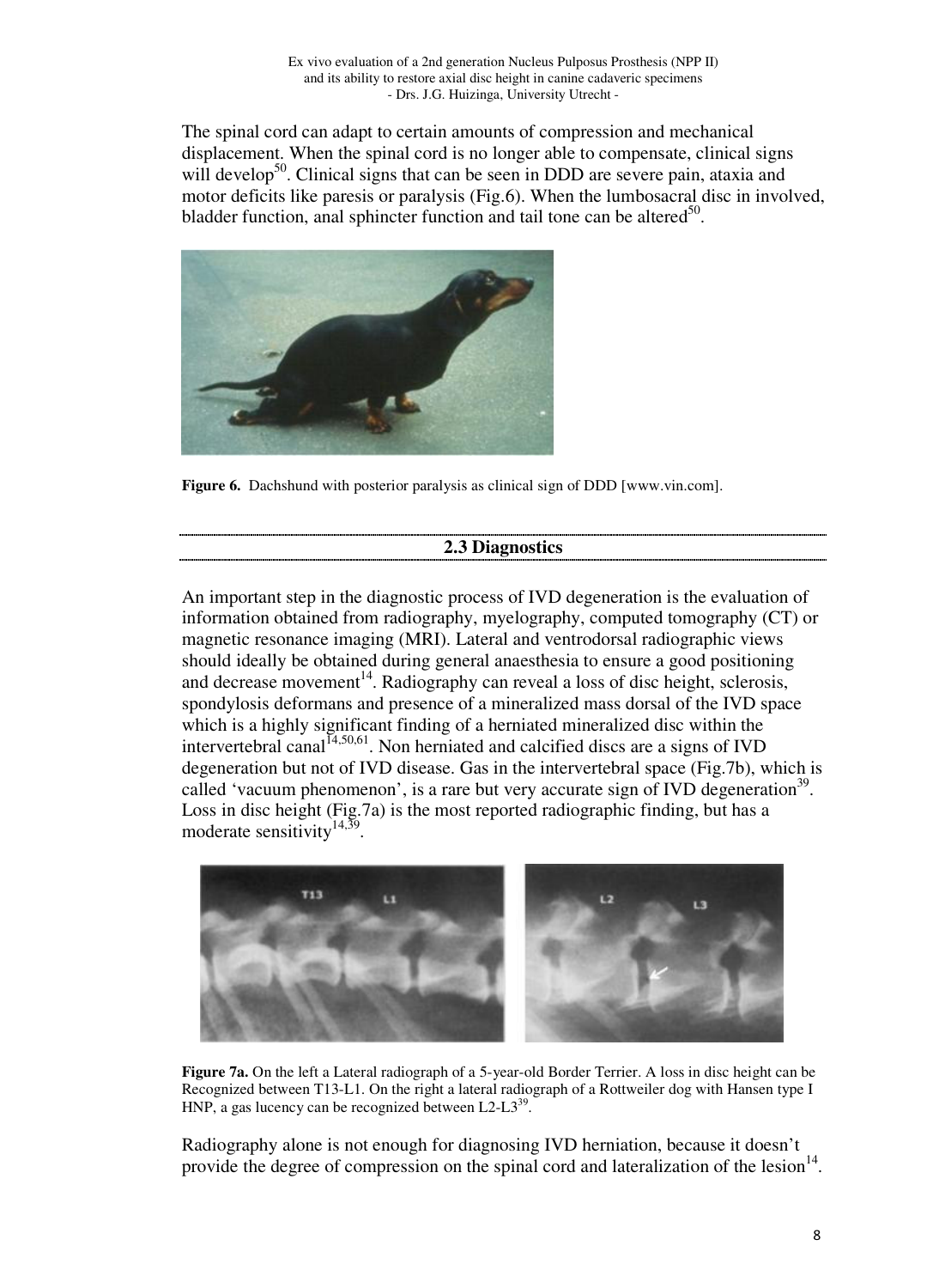The spinal cord can adapt to certain amounts of compression and mechanical displacement. When the spinal cord is no longer able to compensate, clinical signs will develop[50]. Clinical signs that can be seen in DDD are severe pain, ataxia and motor deficits like paresis or paralysis (Fig.6). When the lumbosacral disc in involved, bladder function, anal sphincter function and tail tone can be altered[50].

**Figure 6.** Dachshund with posterior paralysis as clinical sign of DDD [www.vin.com].

## 2.3 Diagnostics

An important step in the diagnostic process of IVD degeneration is the evaluation of information obtained from radiography, myelography, computed tomography (CT) or magnetic resonance imaging (MRI). Lateral and ventrodorsal radiographic views should ideally be obtained during general anaesthesia to ensure a good positioning and decrease movement[14]. Radiography can reveal a loss of disc height, sclerosis, spondylosis deformans and presence of a mineralized mass dorsal of the IVD space which is a highly significant finding of a herniated mineralized disc within the intervertebral canal[14,50,61]. Non herniated and calcified discs are a signs of IVD degeneration but not of IVD disease. Gas in the intervertebral space (Fig.7b), which is called 'vacuum phenomenon', is a rare but very accurate sign of IVD degeneration[39]. Loss in disc height (Fig.7a) is the most reported radiographic finding, but has a moderate sensitivity[14,39].

**Figure 7a.** On the left a Lateral radiograph of a 5-year-old Border Terrier. A loss in disc height can be Recognized between T13-L1. On the right a lateral radiograph of a Rottweiler dog with Hansen type I HNP, a gas lucency can be recognized between L2-L3[39].

Radiography alone is not enough for diagnosing IVD herniation, because it doesn't provide the degree of compression on the spinal cord and lateralization of the lesion[14].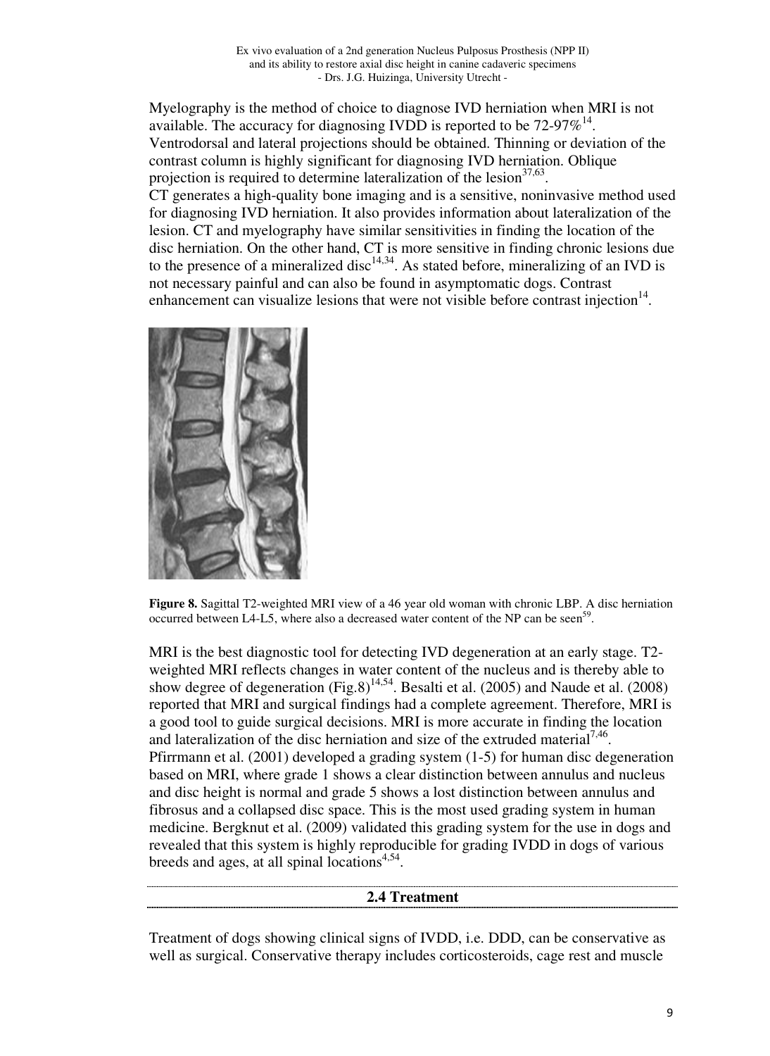Myelography is the method of choice to diagnose IVD herniation when MRI is not available. The accuracy for diagnosing IVDD is reported to be 72-97%[14]. Ventrodorsal and lateral projections should be obtained. Thinning or deviation of the contrast column is highly significant for diagnosing IVD herniation. Oblique projection is required to determine lateralization of the lesion[37,63].

CT generates a high-quality bone imaging and is a sensitive, noninvasive method used for diagnosing IVD herniation. It also provides information about lateralization of the lesion. CT and myelography have similar sensitivities in finding the location of the disc herniation. On the other hand, CT is more sensitive in finding chronic lesions due to the presence of a mineralized disc[14,34]. As stated before, mineralizing of an IVD is not necessary painful and can also be found in asymptomatic dogs. Contrast enhancement can visualize lesions that were not visible before contrast injection[14].

**Figure 8.** Sagittal T2-weighted MRI view of a 46 year old woman with chronic LBP. A disc herniation occurred between L4-L5, where also a decreased water content of the NP can be seen[59].

MRI is the best diagnostic tool for detecting IVD degeneration at an early stage. T2-weighted MRI reflects changes in water content of the nucleus and is thereby able to show degree of degeneration (Fig.8)[14,54]. Besalti et al. (2005) and Naude et al. (2008) reported that MRI and surgical findings had a complete agreement. Therefore, MRI is a good tool to guide surgical decisions. MRI is more accurate in finding the location and lateralization of the disc herniation and size of the extruded material[7,46]. Pfirrmann et al. (2001) developed a grading system (1-5) for human disc degeneration based on MRI, where grade 1 shows a clear distinction between annulus and nucleus and disc height is normal and grade 5 shows a lost distinction between annulus and fibrosus and a collapsed disc space. This is the most used grading system in human medicine. Bergknut et al. (2009) validated this grading system for the use in dogs and revealed that this system is highly reproducible for grading IVDD in dogs of various breeds and ages, at all spinal locations[4,54].

## 2.4 Treatment

Treatment of dogs showing clinical signs of IVDD, i.e. DDD, can be conservative as well as surgical. Conservative therapy includes corticosteroids, cage rest and muscle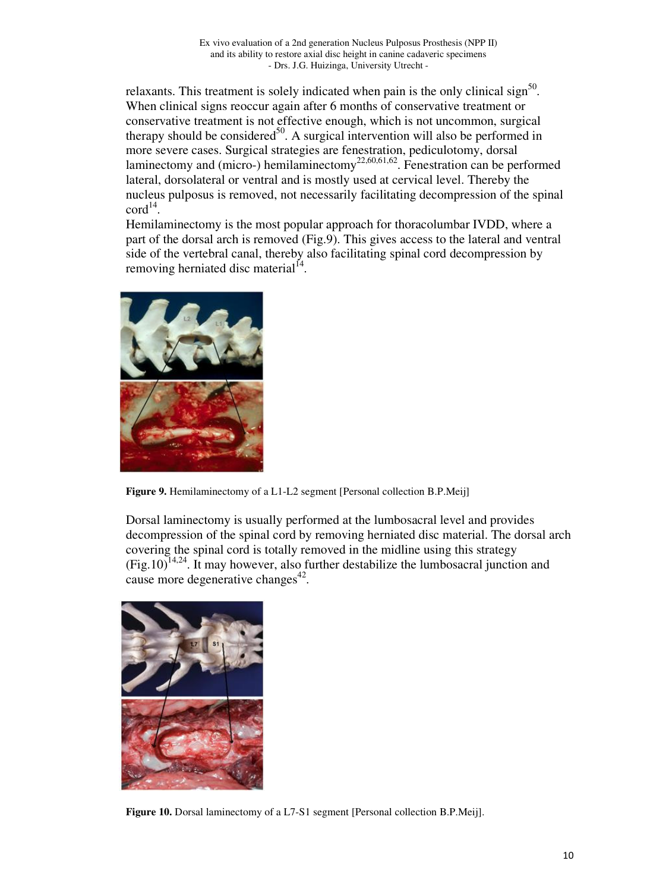relaxants. This treatment is solely indicated when pain is the only clinical sign[50]. When clinical signs reoccur again after 6 months of conservative treatment or conservative treatment is not effective enough, which is not uncommon, surgical therapy should be considered[50]. A surgical intervention will also be performed in more severe cases. Surgical strategies are fenestration, pediculotomy, dorsal laminectomy and (micro-) hemilaminectomy[22,60,61,62]. Fenestration can be performed lateral, dorsolateral or ventral and is mostly used at cervical level. Thereby the nucleus pulposus is removed, not necessarily facilitating decompression of the spinal cord[14].
Hemilaminectomy is the most popular approach for thoracolumbar IVDD, where a part of the dorsal arch is removed (Fig.9). This gives access to the lateral and ventral side of the vertebral canal, thereby also facilitating spinal cord decompression by removing herniated disc material[14].

**Figure 9.** Hemilaminectomy of a L1-L2 segment [Personal collection B.P.Meij]

Dorsal laminectomy is usually performed at the lumbosacral level and provides decompression of the spinal cord by removing herniated disc material. The dorsal arch covering the spinal cord is totally removed in the midline using this strategy (Fig.10)[14,24]. It may however, also further destabilize the lumbosacral junction and cause more degenerative changes[42].

**Figure 10.** Dorsal laminectomy of a L7-S1 segment [Personal collection B.P.Meij].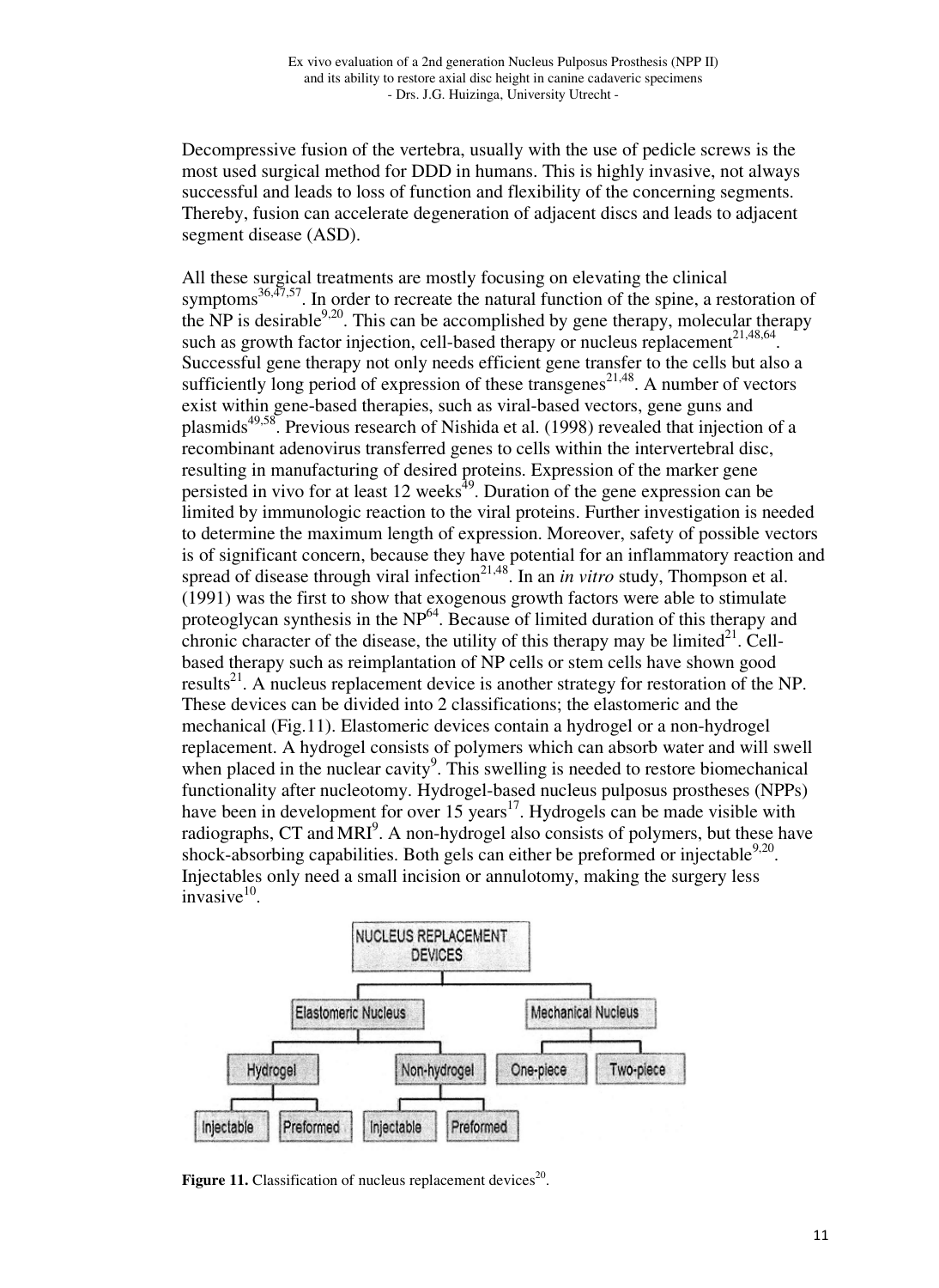Decompressive fusion of the vertebra, usually with the use of pedicle screws is the most used surgical method for DDD in humans. This is highly invasive, not always successful and leads to loss of function and flexibility of the concerning segments. Thereby, fusion can accelerate degeneration of adjacent discs and leads to adjacent segment disease (ASD).

All these surgical treatments are mostly focusing on elevating the clinical symptoms[36,47,57]. In order to recreate the natural function of the spine, a restoration of the NP is desirable[9,20]. This can be accomplished by gene therapy, molecular therapy such as growth factor injection, cell-based therapy or nucleus replacement[21,48,64]. Successful gene therapy not only needs efficient gene transfer to the cells but also a sufficiently long period of expression of these transgenes[21,48]. A number of vectors exist within gene-based therapies, such as viral-based vectors, gene guns and plasmids[49,58]. Previous research of Nishida et al. (1998) revealed that injection of a recombinant adenovirus transferred genes to cells within the intervertebral disc, resulting in manufacturing of desired proteins. Expression of the marker gene persisted in vivo for at least 12 weeks[49]. Duration of the gene expression can be limited by immunologic reaction to the viral proteins. Further investigation is needed to determine the maximum length of expression. Moreover, safety of possible vectors is of significant concern, because they have potential for an inflammatory reaction and spread of disease through viral infection[21,48]. In an *in vitro* study, Thompson et al. (1991) was the first to show that exogenous growth factors were able to stimulate proteoglycan synthesis in the NP[64]. Because of limited duration of this therapy and chronic character of the disease, the utility of this therapy may be limited[21]. Cell-based therapy such as reimplantation of NP cells or stem cells have shown good results[21]. A nucleus replacement device is another strategy for restoration of the NP. These devices can be divided into 2 classifications; the elastomeric and the mechanical (Fig.11). Elastomeric devices contain a hydrogel or a non-hydrogel replacement. A hydrogel consists of polymers which can absorb water and will swell when placed in the nuclear cavity[9]. This swelling is needed to restore biomechanical functionality after nucleotomy. Hydrogel-based nucleus pulposus prostheses (NPPs) have been in development for over 15 years[17]. Hydrogels can be made visible with radiographs, CT and MRI[9]. A non-hydrogel also consists of polymers, but these have shock-absorbing capabilities. Both gels can either be preformed or injectable[9,20]. Injectables only need a small incision or annulotomy, making the surgery less invasive[10].

- NUCLEUS REPLACEMENT DEVICES
  - Elastomeric Nucleus
    - Hydrogel
      - Injectable
      - Preformed
    - Non-hydrogel
      - Injectable
      - Preformed
  - Mechanical Nucleus
    - One-piece
    - Two-piece

**Figure 11.** Classification of nucleus replacement devices[20].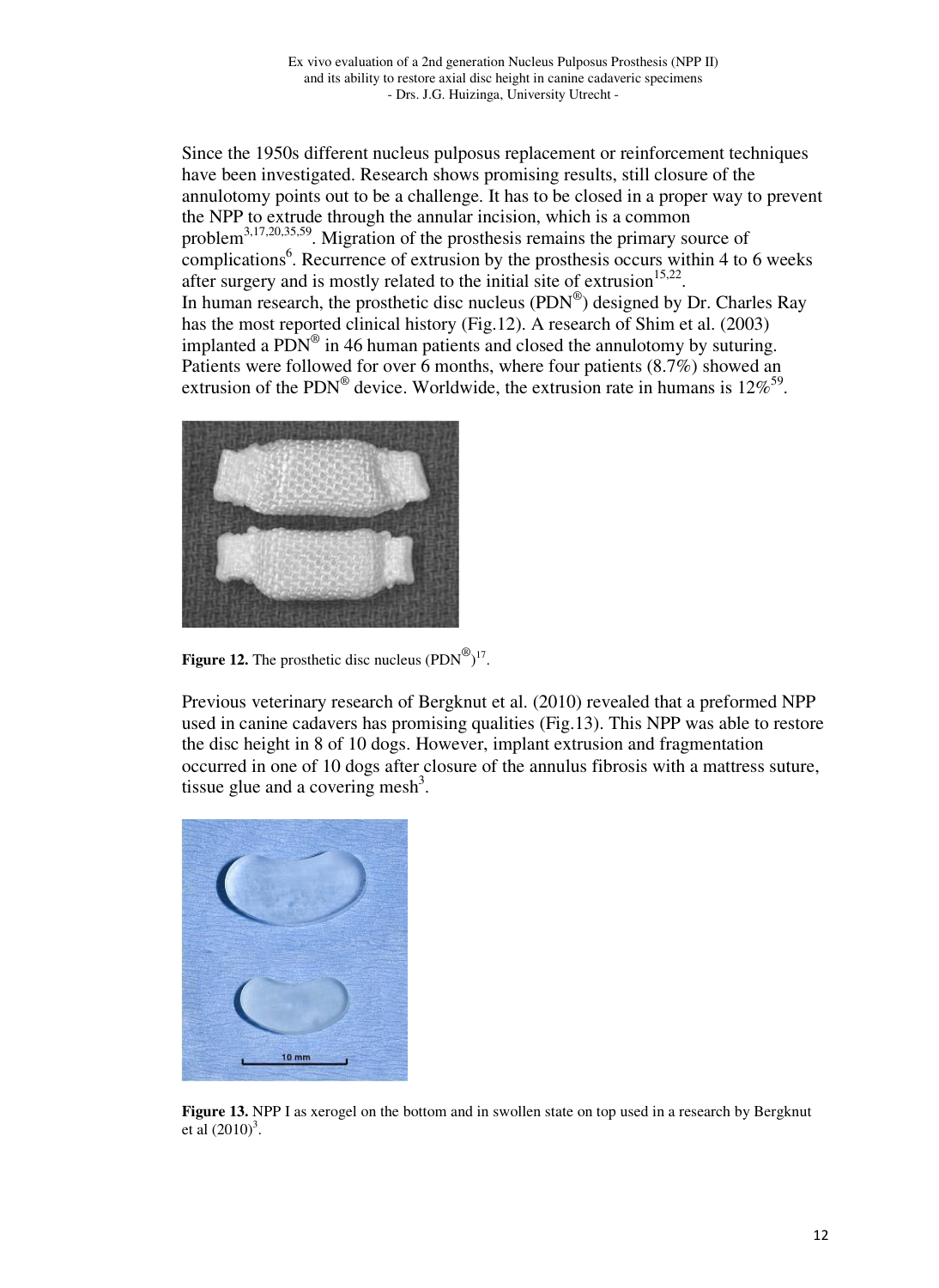Since the 1950s different nucleus pulposus replacement or reinforcement techniques have been investigated. Research shows promising results, still closure of the annulotomy points out to be a challenge. It has to be closed in a proper way to prevent the NPP to extrude through the annular incision, which is a common problem[3,17,20,35,59]. Migration of the prosthesis remains the primary source of complications[6]. Recurrence of extrusion by the prosthesis occurs within 4 to 6 weeks after surgery and is mostly related to the initial site of extrusion[15,22].
In human research, the prosthetic disc nucleus (PDN®) designed by Dr. Charles Ray has the most reported clinical history (Fig.12). A research of Shim et al. (2003) implanted a PDN® in 46 human patients and closed the annulotomy by suturing. Patients were followed for over 6 months, where four patients (8.7%) showed an extrusion of the PDN® device. Worldwide, the extrusion rate in humans is 12%[59].

**Figure 12.** The prosthetic disc nucleus (PDN®)[17].

Previous veterinary research of Bergknut et al. (2010) revealed that a preformed NPP used in canine cadavers has promising qualities (Fig.13). This NPP was able to restore the disc height in 8 of 10 dogs. However, implant extrusion and fragmentation occurred in one of 10 dogs after closure of the annulus fibrosis with a mattress suture, tissue glue and a covering mesh[3].

**Figure 13.** NPP I as xerogel on the bottom and in swollen state on top used in a research by Bergknut et al (2010)[3].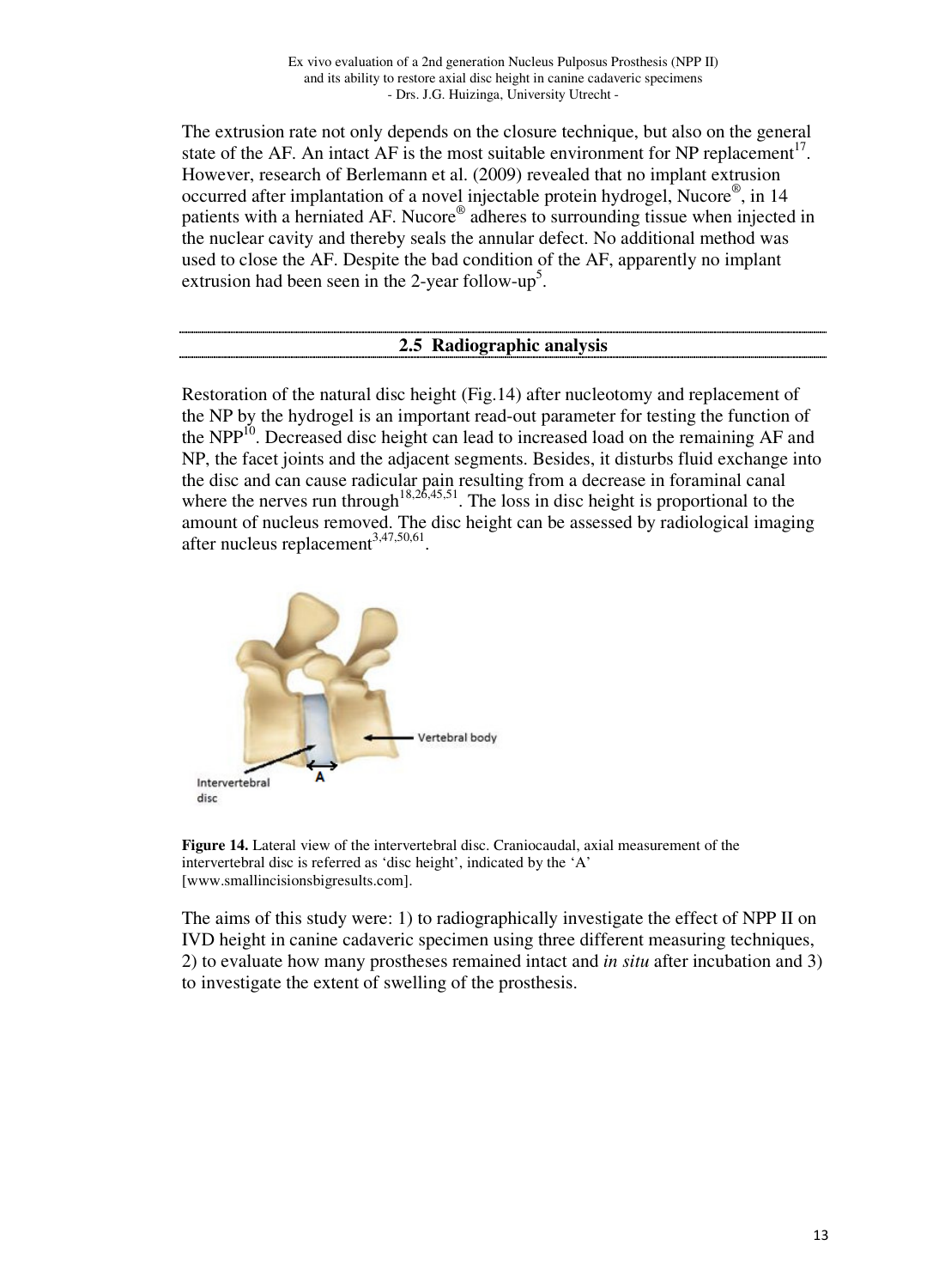The extrusion rate not only depends on the closure technique, but also on the general state of the AF. An intact AF is the most suitable environment for NP replacement[17]. However, research of Berlemann et al. (2009) revealed that no implant extrusion occurred after implantation of a novel injectable protein hydrogel, Nucore®, in 14 patients with a herniated AF. Nucore® adheres to surrounding tissue when injected in the nuclear cavity and thereby seals the annular defect. No additional method was used to close the AF. Despite the bad condition of the AF, apparently no implant extrusion had been seen in the 2-year follow-up[5].

## 2.5 Radiographic analysis

Restoration of the natural disc height (Fig.14) after nucleotomy and replacement of the NP by the hydrogel is an important read-out parameter for testing the function of the NPP[10]. Decreased disc height can lead to increased load on the remaining AF and NP, the facet joints and the adjacent segments. Besides, it disturbs fluid exchange into the disc and can cause radicular pain resulting from a decrease in foraminal canal where the nerves run through[18,26,45,51]. The loss in disc height is proportional to the amount of nucleus removed. The disc height can be assessed by radiological imaging after nucleus replacement[3,47,50,61].

**Figure 14.** Lateral view of the intervertebral disc. Craniocaudal, axial measurement of the intervertebral disc is referred as 'disc height', indicated by the 'A' [www.smallincisionsbigresults.com].

The aims of this study were: 1) to radiographically investigate the effect of NPP II on IVD height in canine cadaveric specimen using three different measuring techniques, 2) to evaluate how many prostheses remained intact and *in situ* after incubation and 3) to investigate the extent of swelling of the prosthesis.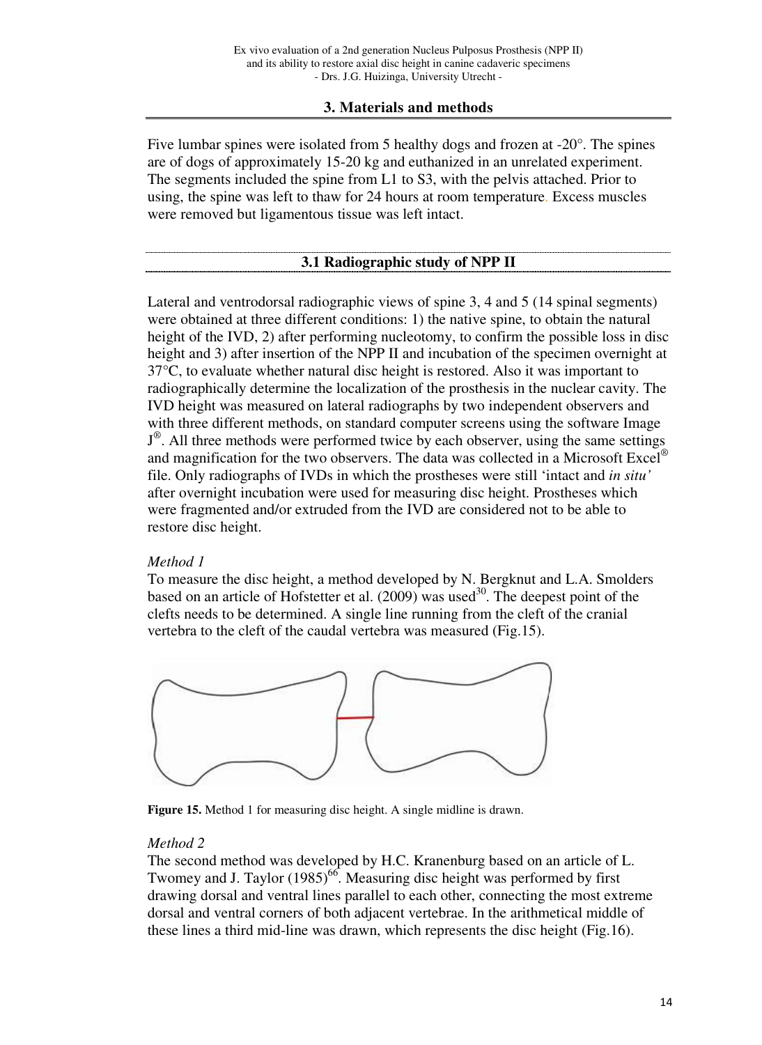## 3. Materials and methods

Five lumbar spines were isolated from 5 healthy dogs and frozen at -20°. The spines are of dogs of approximately 15-20 kg and euthanized in an unrelated experiment. The segments included the spine from L1 to S3, with the pelvis attached. Prior to using, the spine was left to thaw for 24 hours at room temperature. Excess muscles were removed but ligamentous tissue was left intact.

### 3.1 Radiographic study of NPP II

Lateral and ventrodorsal radiographic views of spine 3, 4 and 5 (14 spinal segments) were obtained at three different conditions: 1) the native spine, to obtain the natural height of the IVD, 2) after performing nucleotomy, to confirm the possible loss in disc height and 3) after insertion of the NPP II and incubation of the specimen overnight at 37°C, to evaluate whether natural disc height is restored. Also it was important to radiographically determine the localization of the prosthesis in the nuclear cavity. The IVD height was measured on lateral radiographs by two independent observers and with three different methods, on standard computer screens using the software Image J®. All three methods were performed twice by each observer, using the same settings and magnification for the two observers. The data was collected in a Microsoft Excel® file. Only radiographs of IVDs in which the prostheses were still 'intact and *in situ'* after overnight incubation were used for measuring disc height. Prostheses which were fragmented and/or extruded from the IVD are considered not to be able to restore disc height.

*Method 1*

To measure the disc height, a method developed by N. Bergknut and L.A. Smolders based on an article of Hofstetter et al. (2009) was used[30]. The deepest point of the clefts needs to be determined. A single line running from the cleft of the cranial vertebra to the cleft of the caudal vertebra was measured (Fig.15).

**Figure 15.** Method 1 for measuring disc height. A single midline is drawn.

*Method 2*

The second method was developed by H.C. Kranenburg based on an article of L. Twomey and J. Taylor (1985)[66]. Measuring disc height was performed by first drawing dorsal and ventral lines parallel to each other, connecting the most extreme dorsal and ventral corners of both adjacent vertebrae. In the arithmetical middle of these lines a third mid-line was drawn, which represents the disc height (Fig.16).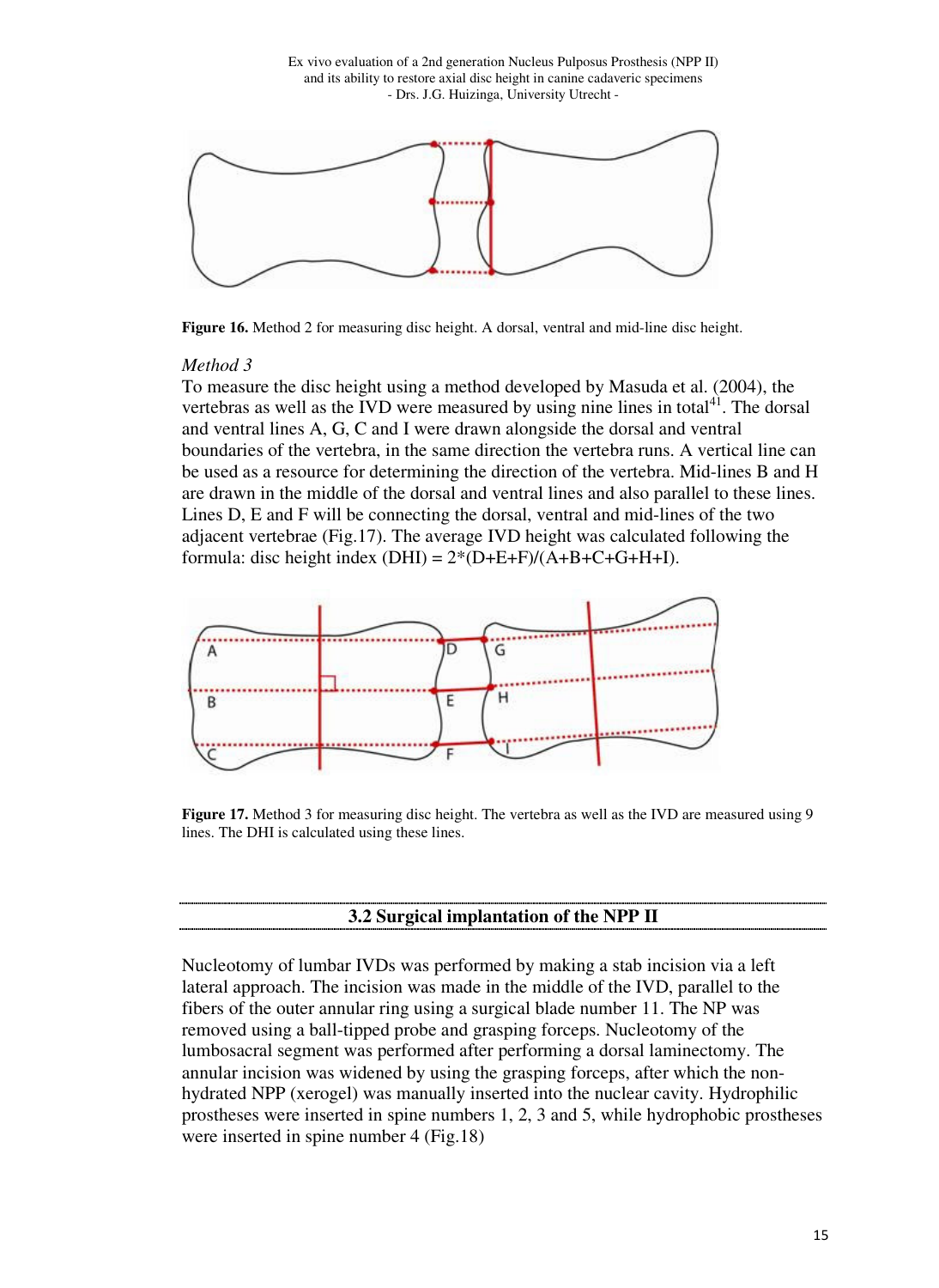**Figure 16.** Method 2 for measuring disc height. A dorsal, ventral and mid-line disc height.

*Method 3*

To measure the disc height using a method developed by Masuda et al. (2004), the vertebras as well as the IVD were measured by using nine lines in total[41]. The dorsal and ventral lines A, G, C and I were drawn alongside the dorsal and ventral boundaries of the vertebra, in the same direction the vertebra runs. A vertical line can be used as a resource for determining the direction of the vertebra. Mid-lines B and H are drawn in the middle of the dorsal and ventral lines and also parallel to these lines. Lines D, E and F will be connecting the dorsal, ventral and mid-lines of the two adjacent vertebrae (Fig.17). The average IVD height was calculated following the formula: disc height index (DHI) = $2*(D+E+F)/(A+B+C+G+H+I)$.

**Figure 17.** Method 3 for measuring disc height. The vertebra as well as the IVD are measured using 9 lines. The DHI is calculated using these lines.

## 3.2 Surgical implantation of the NPP II

Nucleotomy of lumbar IVDs was performed by making a stab incision via a left lateral approach. The incision was made in the middle of the IVD, parallel to the fibers of the outer annular ring using a surgical blade number 11. The NP was removed using a ball-tipped probe and grasping forceps. Nucleotomy of the lumbosacral segment was performed after performing a dorsal laminectomy. The annular incision was widened by using the grasping forceps, after which the non-hydrated NPP (xerogel) was manually inserted into the nuclear cavity. Hydrophilic prostheses were inserted in spine numbers 1, 2, 3 and 5, while hydrophobic prostheses were inserted in spine number 4 (Fig.18)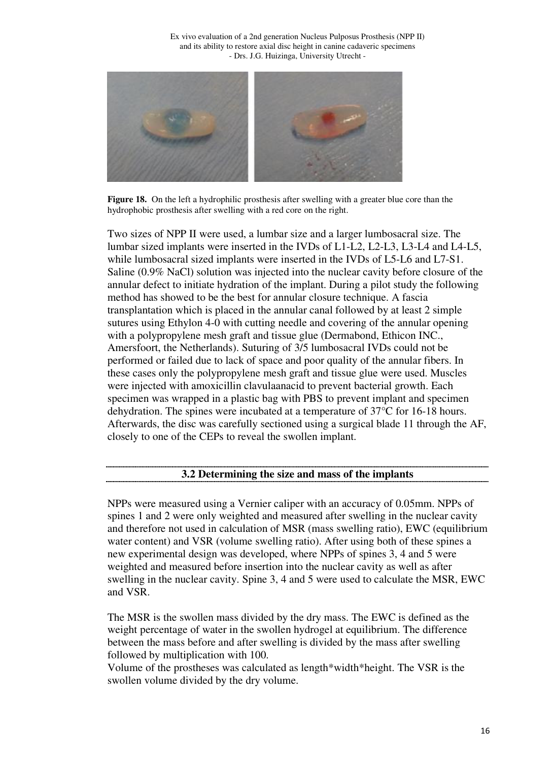**Figure 18.** On the left a hydrophilic prosthesis after swelling with a greater blue core than the hydrophobic prosthesis after swelling with a red core on the right.

Two sizes of NPP II were used, a lumbar size and a larger lumbosacral size. The lumbar sized implants were inserted in the IVDs of L1-L2, L2-L3, L3-L4 and L4-L5, while lumbosacral sized implants were inserted in the IVDs of L5-L6 and L7-S1. Saline (0.9% NaCl) solution was injected into the nuclear cavity before closure of the annular defect to initiate hydration of the implant. During a pilot study the following method has showed to be the best for annular closure technique. A fascia transplantation which is placed in the annular canal followed by at least 2 simple sutures using Ethylon 4-0 with cutting needle and covering of the annular opening with a polypropylene mesh graft and tissue glue (Dermabond, Ethicon INC., Amersfoort, the Netherlands). Suturing of 3/5 lumbosacral IVDs could not be performed or failed due to lack of space and poor quality of the annular fibers. In these cases only the polypropylene mesh graft and tissue glue were used. Muscles were injected with amoxicillin clavulaanacid to prevent bacterial growth. Each specimen was wrapped in a plastic bag with PBS to prevent implant and specimen dehydration. The spines were incubated at a temperature of 37°C for 16-18 hours. Afterwards, the disc was carefully sectioned using a surgical blade 11 through the AF, closely to one of the CEPs to reveal the swollen implant.

## 3.2 Determining the size and mass of the implants

NPPs were measured using a Vernier caliper with an accuracy of 0.05mm. NPPs of spines 1 and 2 were only weighted and measured after swelling in the nuclear cavity and therefore not used in calculation of MSR (mass swelling ratio), EWC (equilibrium water content) and VSR (volume swelling ratio). After using both of these spines a new experimental design was developed, where NPPs of spines 3, 4 and 5 were weighted and measured before insertion into the nuclear cavity as well as after swelling in the nuclear cavity. Spine 3, 4 and 5 were used to calculate the MSR, EWC and VSR.

The MSR is the swollen mass divided by the dry mass. The EWC is defined as the weight percentage of water in the swollen hydrogel at equilibrium. The difference between the mass before and after swelling is divided by the mass after swelling followed by multiplication with 100.
Volume of the prostheses was calculated as length*width*height. The VSR is the swollen volume divided by the dry volume.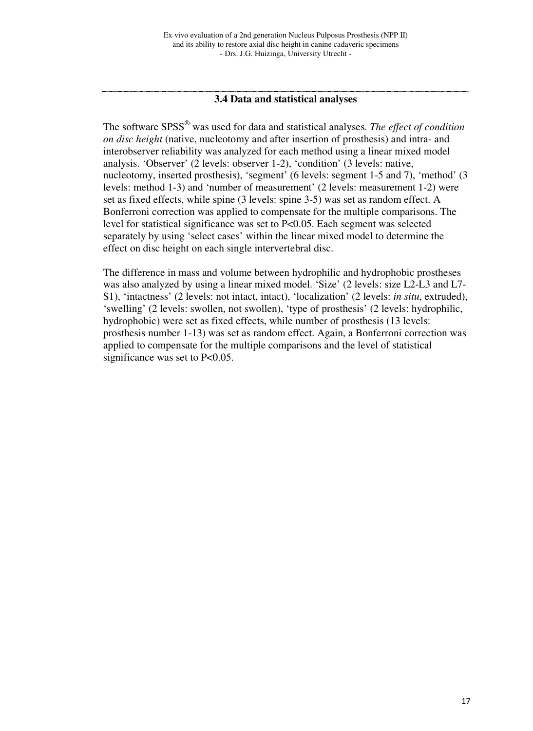### 3.4 Data and statistical analyses

The software SPSS® was used for data and statistical analyses. *The effect of condition on disc height* (native, nucleotomy and after insertion of prosthesis) and intra- and interobserver reliability was analyzed for each method using a linear mixed model analysis. 'Observer' (2 levels: observer 1-2), 'condition' (3 levels: native, nucleotomy, inserted prosthesis), 'segment' (6 levels: segment 1-5 and 7), 'method' (3 levels: method 1-3) and 'number of measurement' (2 levels: measurement 1-2) were set as fixed effects, while spine (3 levels: spine 3-5) was set as random effect. A Bonferroni correction was applied to compensate for the multiple comparisons. The level for statistical significance was set to $P<0.05$. Each segment was selected separately by using 'select cases' within the linear mixed model to determine the effect on disc height on each single intervertebral disc.

The difference in mass and volume between hydrophilic and hydrophobic prostheses was also analyzed by using a linear mixed model. 'Size' (2 levels: size L2-L3 and L7-S1), 'intactness' (2 levels: not intact, intact), 'localization' (2 levels: *in situ*, extruded), 'swelling' (2 levels: swollen, not swollen), 'type of prosthesis' (2 levels: hydrophilic, hydrophobic) were set as fixed effects, while number of prosthesis (13 levels: prosthesis number 1-13) was set as random effect. Again, a Bonferroni correction was applied to compensate for the multiple comparisons and the level of statistical significance was set to $P<0.05$.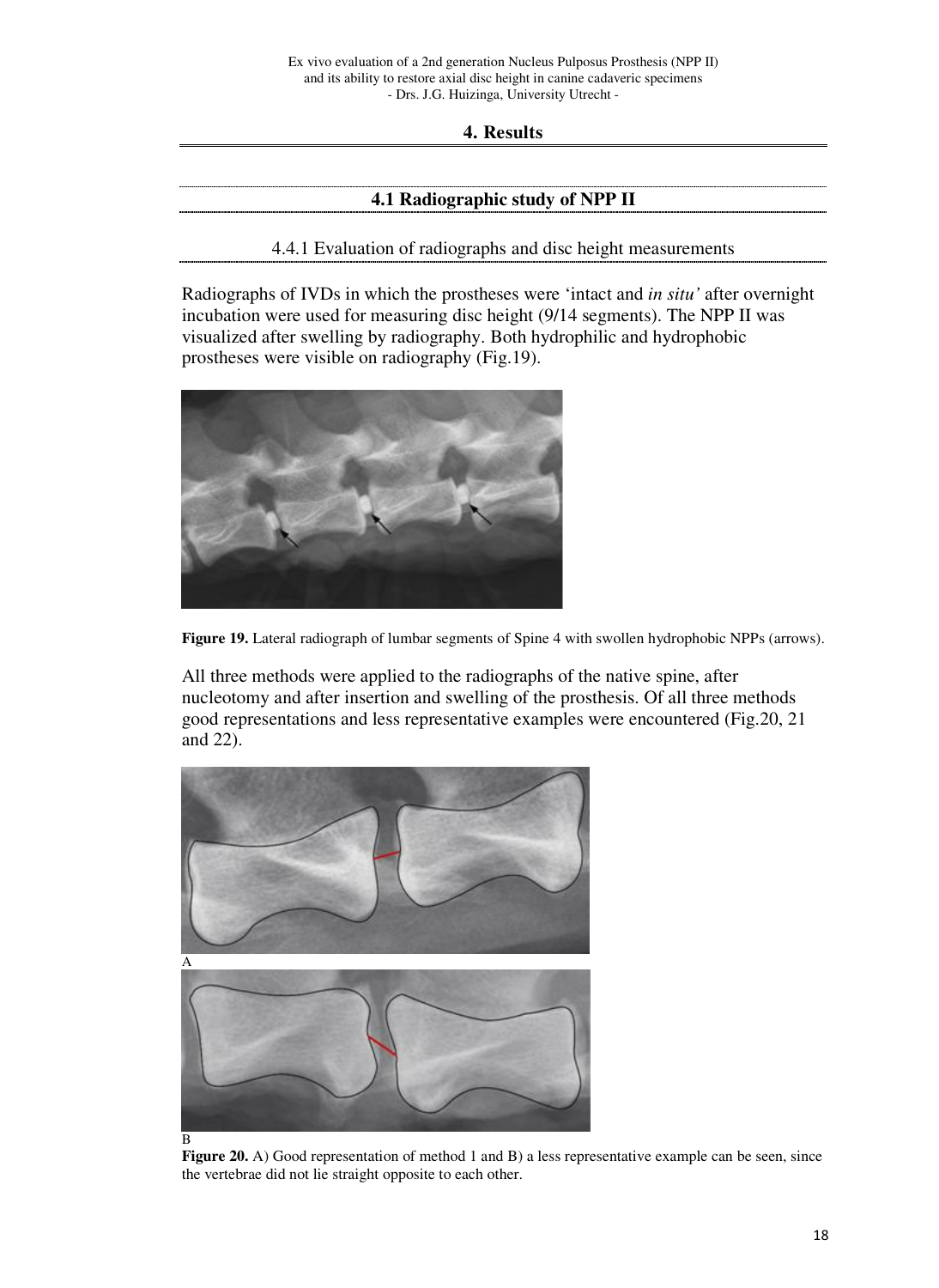# 4. Results

## 4.1 Radiographic study of NPP II

### 4.4.1 Evaluation of radiographs and disc height measurements

Radiographs of IVDs in which the prostheses were 'intact and *in situ'* after overnight incubation were used for measuring disc height (9/14 segments). The NPP II was visualized after swelling by radiography. Both hydrophilic and hydrophobic prostheses were visible on radiography (Fig.19).

**Figure 19.** Lateral radiograph of lumbar segments of Spine 4 with swollen hydrophobic NPPs (arrows).

All three methods were applied to the radiographs of the native spine, after nucleotomy and after insertion and swelling of the prosthesis. Of all three methods good representations and less representative examples were encountered (Fig.20, 21 and 22).

A

B

**Figure 20.** A) Good representation of method 1 and B) a less representative example can be seen, since the vertebrae did not lie straight opposite to each other.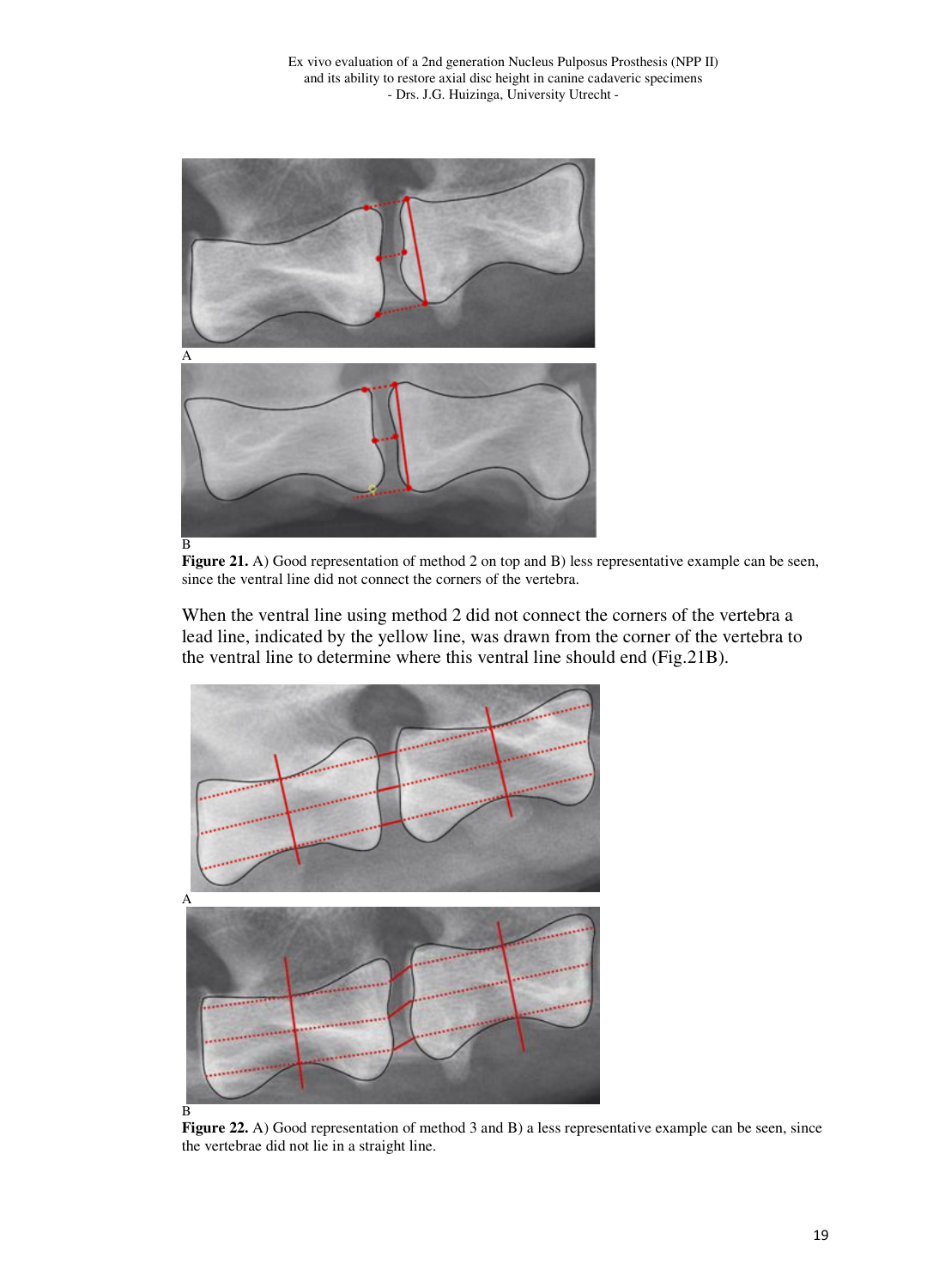A

B

**Figure 21.** A) Good representation of method 2 on top and B) less representative example can be seen, since the ventral line did not connect the corners of the vertebra.

When the ventral line using method 2 did not connect the corners of the vertebra a lead line, indicated by the yellow line, was drawn from the corner of the vertebra to the ventral line to determine where this ventral line should end (Fig.21B).

A

B

**Figure 22.** A) Good representation of method 3 and B) a less representative example can be seen, since the vertebrae did not lie in a straight line.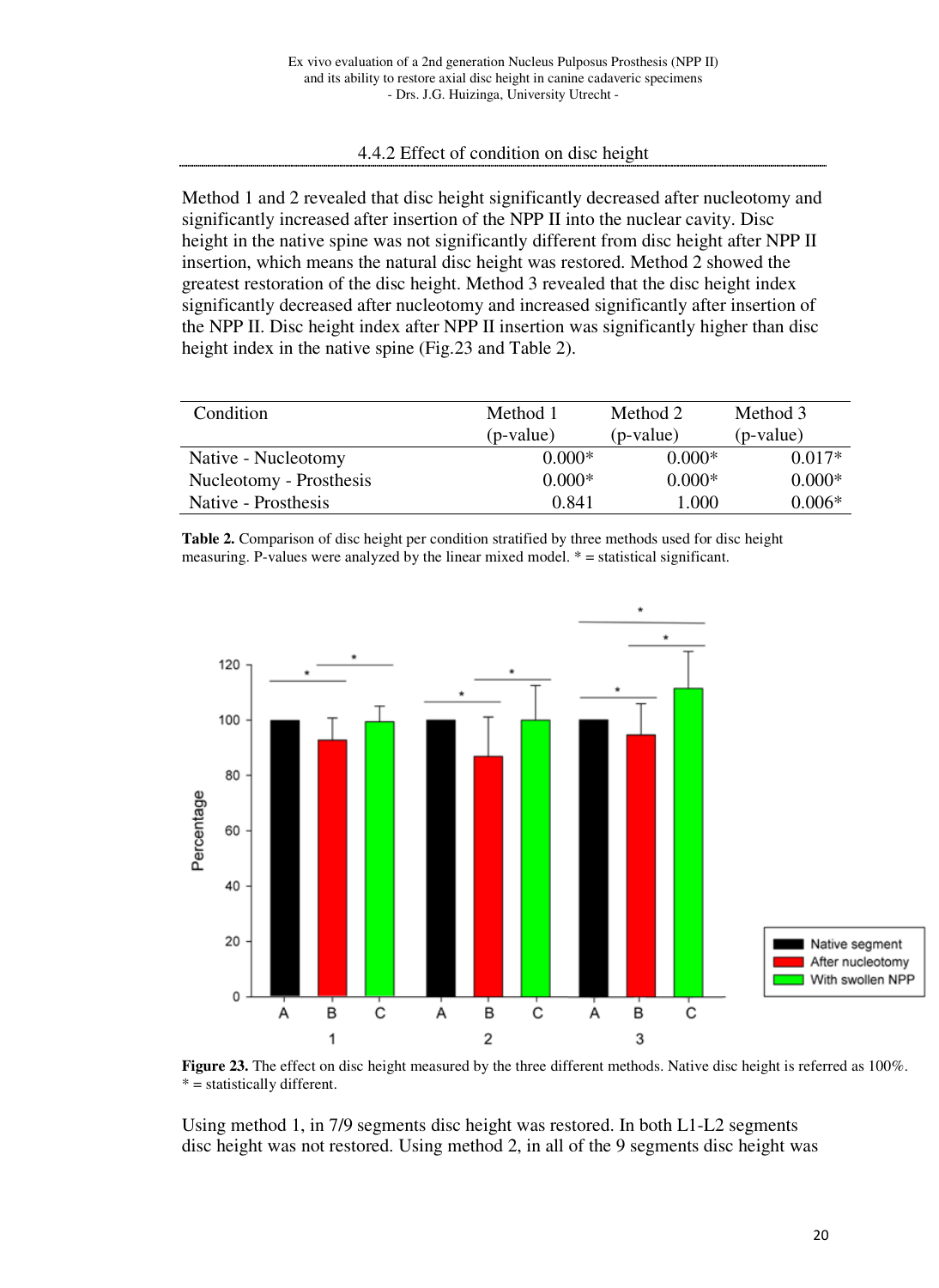### 4.4.2 Effect of condition on disc height

Method 1 and 2 revealed that disc height significantly decreased after nucleotomy and significantly increased after insertion of the NPP II into the nuclear cavity. Disc height in the native spine was not significantly different from disc height after NPP II insertion, which means the natural disc height was restored. Method 2 showed the greatest restoration of the disc height. Method 3 revealed that the disc height index significantly decreased after nucleotomy and increased significantly after insertion of the NPP II. Disc height index after NPP II insertion was significantly higher than disc height index in the native spine (Fig.23 and Table 2).

| Condition | Method 1 (p-value) | Method 2 (p-value) | Method 3 (p-value) |
|---|---|---|---|
| Native - Nucleotomy | 0.000* | 0.000* | 0.017* |
| Nucleotomy - Prosthesis | 0.000* | 0.000* | 0.000* |
| Native - Prosthesis | 0.841 | 1.000 | 0.006* |

**Table 2.** Comparison of disc height per condition stratified by three methods used for disc height measuring. P-values were analyzed by the linear mixed model. * = statistical significant.

**Figure 23.** The effect on disc height measured by the three different methods. Native disc height is referred as 100%. * = statistically different.

Using method 1, in 7/9 segments disc height was restored. In both L1-L2 segments disc height was not restored. Using method 2, in all of the 9 segments disc height was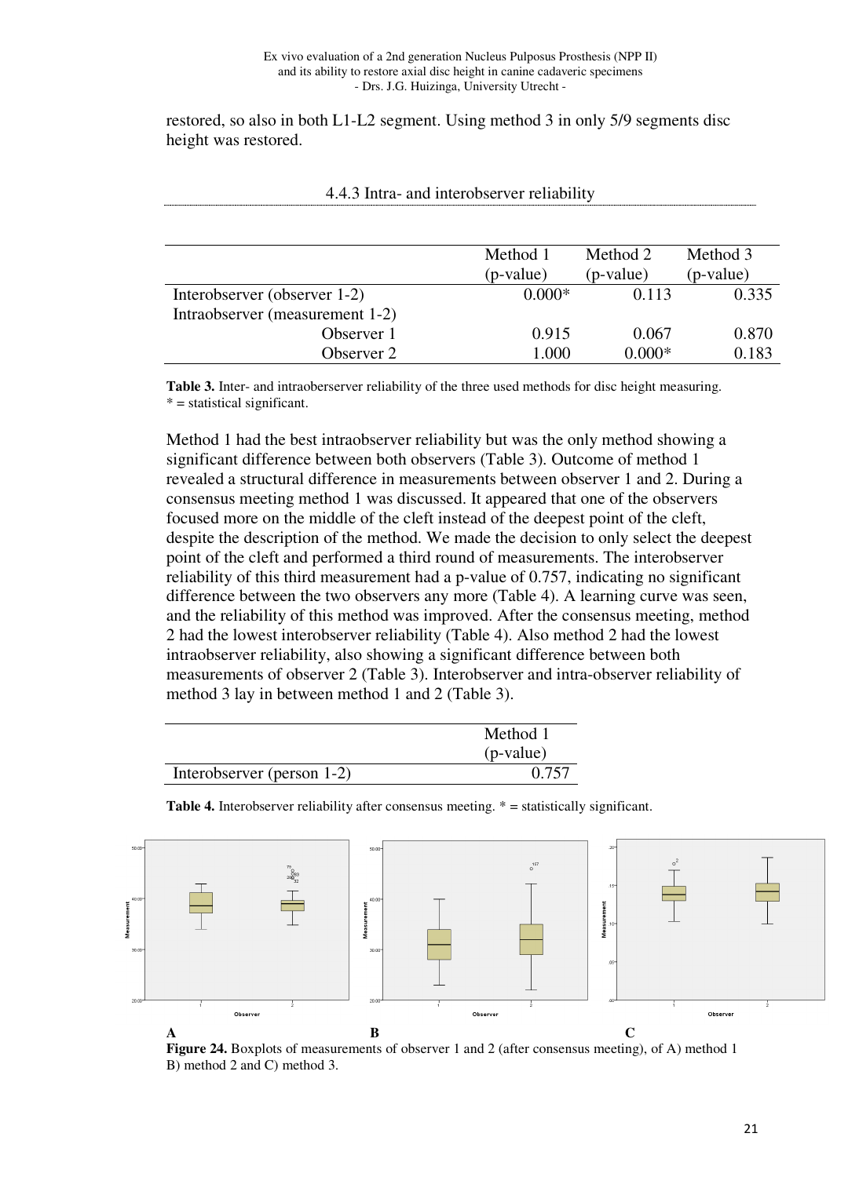restored, so also in both L1-L2 segment. Using method 3 in only 5/9 segments disc height was restored.

### 4.4.3 Intra- and interobserver reliability

| | Method 1 (p-value) | Method 2 (p-value) | Method 3 (p-value) |
|---|---|---|---|
| Interobserver (observer 1-2) | 0.000* | 0.113 | 0.335 |
| Intraobserver (measurement 1-2) | | | |
| Observer 1 | 0.915 | 0.067 | 0.870 |
| Observer 2 | 1.000 | 0.000* | 0.183 |

**Table 3.** Inter- and intraoberserver reliability of the three used methods for disc height measuring. * = statistical significant.

Method 1 had the best intraobserver reliability but was the only method showing a significant difference between both observers (Table 3). Outcome of method 1 revealed a structural difference in measurements between observer 1 and 2. During a consensus meeting method 1 was discussed. It appeared that one of the observers focused more on the middle of the cleft instead of the deepest point of the cleft, despite the description of the method. We made the decision to only select the deepest point of the cleft and performed a third round of measurements. The interobserver reliability of this third measurement had a p-value of 0.757, indicating no significant difference between the two observers any more (Table 4). A learning curve was seen, and the reliability of this method was improved. After the consensus meeting, method 2 had the lowest interobserver reliability (Table 4). Also method 2 had the lowest intraobserver reliability, also showing a significant difference between both measurements of observer 2 (Table 3). Interobserver and intra-observer reliability of method 3 lay in between method 1 and 2 (Table 3).

| | Method 1 (p-value) |
|---|---|
| Interobserver (person 1-2) | 0.757 |

**Table 4.** Interobserver reliability after consensus meeting. * = statistically significant.

**Figure 24.** Boxplots of measurements of observer 1 and 2 (after consensus meeting), of A) method 1 B) method 2 and C) method 3.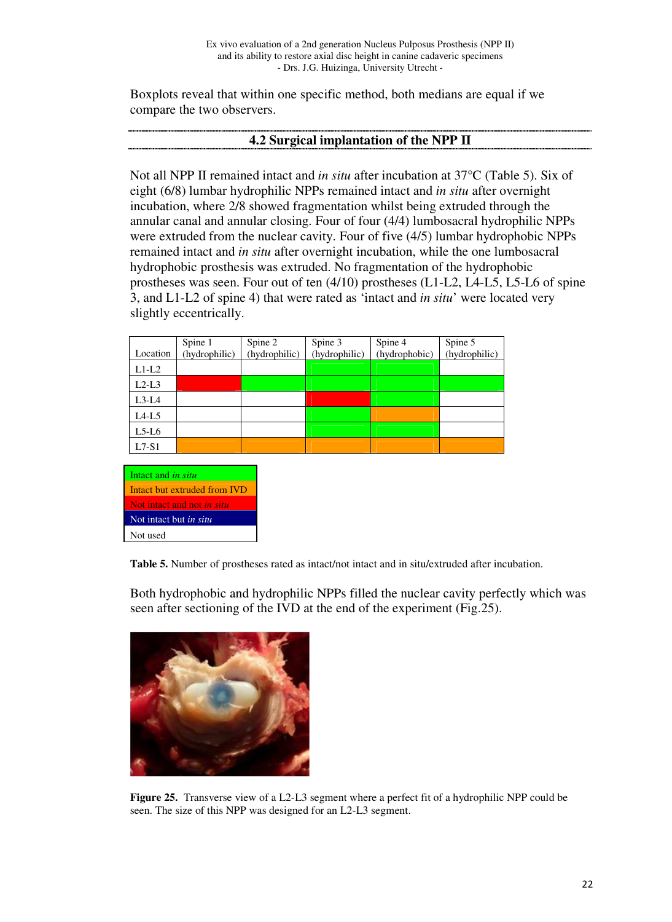Boxplots reveal that within one specific method, both medians are equal if we compare the two observers.

## 4.2 Surgical implantation of the NPP II

Not all NPP II remained intact and *in situ* after incubation at 37°C (Table 5). Six of eight (6/8) lumbar hydrophilic NPPs remained intact and *in situ* after overnight incubation, where 2/8 showed fragmentation whilst being extruded through the annular canal and annular closing. Four of four (4/4) lumbosacral hydrophilic NPPs were extruded from the nuclear cavity. Four of five (4/5) lumbar hydrophobic NPPs remained intact and *in situ* after overnight incubation, while the one lumbosacral hydrophobic prosthesis was extruded. No fragmentation of the hydrophobic prostheses was seen. Four out of ten (4/10) prostheses (L1-L2, L4-L5, L5-L6 of spine 3, and L1-L2 of spine 4) that were rated as 'intact and *in situ*' were located very slightly eccentrically.

| Location | Spine 1 (hydrophilic) | Spine 2 (hydrophilic) | Spine 3 (hydrophilic) | Spine 4 (hydrophobic) | Spine 5 (hydrophilic) |
|---|---|---|---|---|---|
| L1-L2 | Not used | Not used | Intact and *in situ* | Intact and *in situ* | Not used |
| L2-L3 | Not intact and not *in situ* | Intact and *in situ* | Intact and *in situ* | Intact and *in situ* | Intact and *in situ* |
| L3-L4 | Not used | Not used | Not intact and not *in situ* | Intact and *in situ* | Not used |
| L4-L5 | Not used | Not used | Intact and *in situ* | Intact but extruded from IVD | Not used |
| L5-L6 | Not used | Not used | Intact and *in situ* | Intact and *in situ* | Not used |
| L7-S1 | Intact but extruded from IVD | Intact but extruded from IVD | Intact but extruded from IVD | Intact but extruded from IVD | Intact but extruded from IVD |

| Legend |
|---|
| Intact and *in situ* (green) |
| Intact but extruded from IVD (orange) |
| Not intact and not *in situ* (red) |
| Not intact but *in situ* (blue) |
| Not used (white) |

**Table 5.** Number of prostheses rated as intact/not intact and in situ/extruded after incubation.

Both hydrophobic and hydrophilic NPPs filled the nuclear cavity perfectly which was seen after sectioning of the IVD at the end of the experiment (Fig.25).

**Figure 25.** Transverse view of a L2-L3 segment where a perfect fit of a hydrophilic NPP could be seen. The size of this NPP was designed for an L2-L3 segment.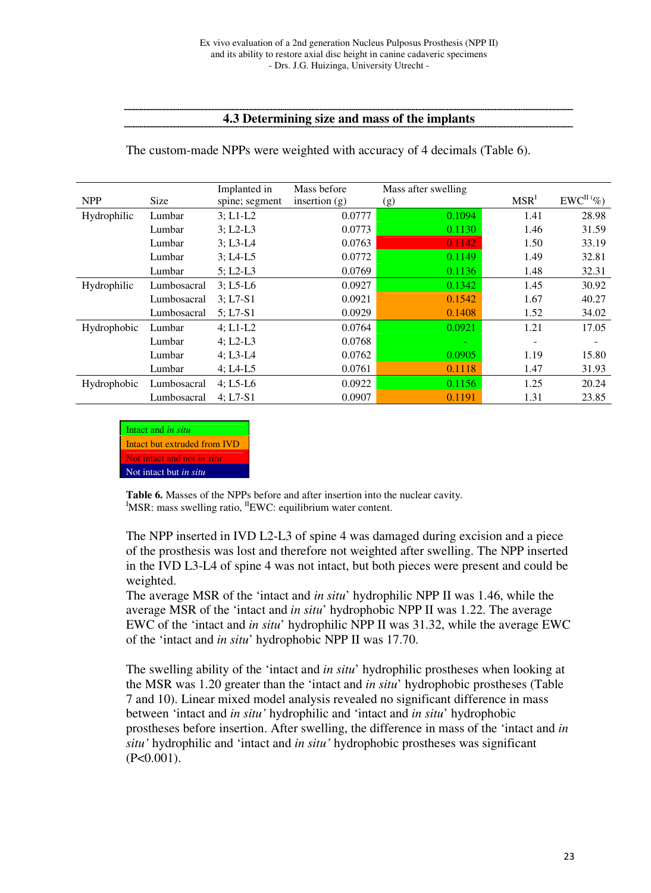## 4.3 Determining size and mass of the implants

The custom-made NPPs were weighted with accuracy of 4 decimals (Table 6).

| NPP | Size | Implanted in spine; segment | Mass before insertion (g) | Mass after swelling (g) | MSR[I] | EWC[II] (%) |
|---|---|---|---|---|---|---|
| Hydrophilic | Lumbar | 3; L1-L2 | 0.0777 | 0.1094 | 1.41 | 28.98 |
| | Lumbar | 3; L2-L3 | 0.0773 | 0.1130 | 1.46 | 31.59 |
| | Lumbar | 3; L3-L4 | 0.0763 | 0.1142 | 1.50 | 33.19 |
| | Lumbar | 3; L4-L5 | 0.0772 | 0.1149 | 1.49 | 32.81 |
| | Lumbar | 5; L2-L3 | 0.0769 | 0.1136 | 1.48 | 32.31 |
| Hydrophilic | Lumbosacral | 3; L5-L6 | 0.0927 | 0.1342 | 1.45 | 30.92 |
| | Lumbosacral | 3; L7-S1 | 0.0921 | 0.1542 | 1.67 | 40.27 |
| | Lumbosacral | 5; L7-S1 | 0.0929 | 0.1408 | 1.52 | 34.02 |
| Hydrophobic | Lumbar | 4; L1-L2 | 0.0764 | 0.0921 | 1.21 | 17.05 |
| | Lumbar | 4; L2-L3 | 0.0768 | - | - | - |
| | Lumbar | 4; L3-L4 | 0.0762 | 0.0905 | 1.19 | 15.80 |
| | Lumbar | 4; L4-L5 | 0.0761 | 0.1118 | 1.47 | 31.93 |
| Hydrophobic | Lumbosacral | 4; L5-L6 | 0.0922 | 0.1156 | 1.25 | 20.24 |
| | Lumbosacral | 4; L7-S1 | 0.0907 | 0.1191 | 1.31 | 23.85 |

| Legend |
|---|
| Intact and *in situ* |
| Intact but extruded from IVD |
| Not intact and not *in situ* |
| Not intact but *in situ* |

**Table 6.** Masses of the NPPs before and after insertion into the nuclear cavity.
[I]MSR: mass swelling ratio, [II]EWC: equilibrium water content.

The NPP inserted in IVD L2-L3 of spine 4 was damaged during excision and a piece of the prosthesis was lost and therefore not weighted after swelling. The NPP inserted in the IVD L3-L4 of spine 4 was not intact, but both pieces were present and could be weighted.
The average MSR of the 'intact and *in situ*' hydrophilic NPP II was 1.46, while the average MSR of the 'intact and *in situ*' hydrophobic NPP II was 1.22. The average EWC of the 'intact and *in situ*' hydrophilic NPP II was 31.32, while the average EWC of the 'intact and *in situ*' hydrophobic NPP II was 17.70.

The swelling ability of the 'intact and *in situ*' hydrophilic prostheses when looking at the MSR was 1.20 greater than the 'intact and *in situ*' hydrophobic prostheses (Table 7 and 10). Linear mixed model analysis revealed no significant difference in mass between 'intact and *in situ'* hydrophilic and 'intact and *in situ*' hydrophobic prostheses before insertion. After swelling, the difference in mass of the 'intact and *in situ'* hydrophilic and 'intact and *in situ'* hydrophobic prostheses was significant ($P<0.001$).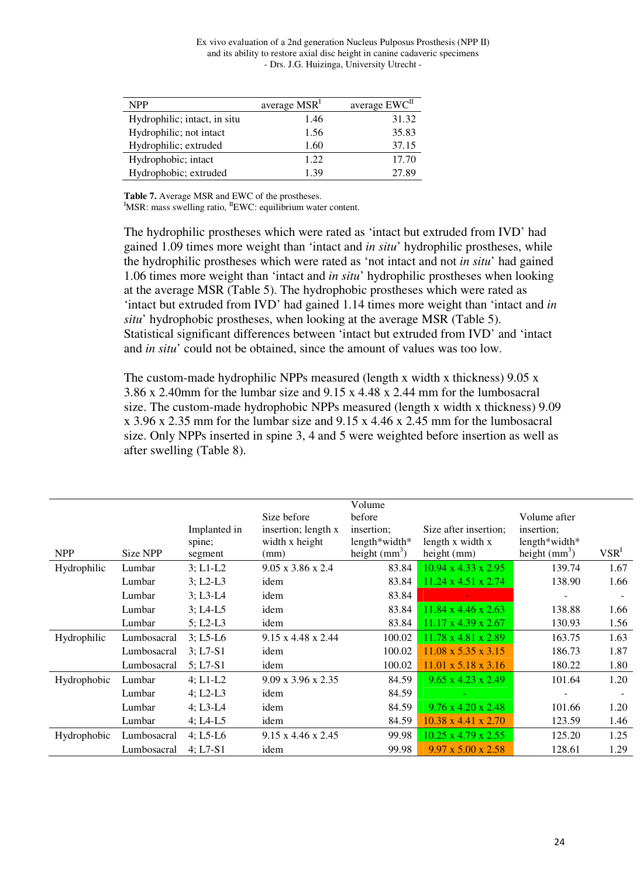| NPP | average MSR[I] | average EWC[II] |
| --- | --- | --- |
| Hydrophilic; intact, in situ | 1.46 | 31.32 |
| Hydrophilic; not intact | 1.56 | 35.83 |
| Hydrophilic; extruded | 1.60 | 37.15 |
| Hydrophobic; intact | 1.22 | 17.70 |
| Hydrophobic; extruded | 1.39 | 27.89 |

**Table 7.** Average MSR and EWC of the prostheses.
[I]MSR: mass swelling ratio, [II]EWC: equilibrium water content.

The hydrophilic prostheses which were rated as 'intact but extruded from IVD' had gained 1.09 times more weight than 'intact and *in situ*' hydrophilic prostheses, while the hydrophilic prostheses which were rated as 'not intact and not *in situ*' had gained 1.06 times more weight than 'intact and *in situ*' hydrophilic prostheses when looking at the average MSR (Table 5). The hydrophobic prostheses which were rated as 'intact but extruded from IVD' had gained 1.14 times more weight than 'intact and *in situ*' hydrophobic prostheses, when looking at the average MSR (Table 5). Statistical significant differences between 'intact but extruded from IVD' and 'intact and *in situ*' could not be obtained, since the amount of values was too low.

The custom-made hydrophilic NPPs measured (length x width x thickness) 9.05 x 3.86 x 2.40mm for the lumbar size and 9.15 x 4.48 x 2.44 mm for the lumbosacral size. The custom-made hydrophobic NPPs measured (length x width x thickness) 9.09 x 3.96 x 2.35 mm for the lumbar size and 9.15 x 4.46 x 2.45 mm for the lumbosacral size. Only NPPs inserted in spine 3, 4 and 5 were weighted before insertion as well as after swelling (Table 8).

| NPP | Size NPP | Implanted in spine; segment | Size before insertion; length x width x height (mm) | Volume before insertion; length*width*height ($mm^3$) | Size after insertion; length x width x height (mm) | Volume after insertion; length*width*height ($mm^3$) | VSR[I] |
| --- | --- | --- | --- | --- | --- | --- | --- |
| Hydrophilic | Lumbar | 3; L1-L2 | 9.05 x 3.86 x 2.4 | 83.84 | 10.94 x 4.33 x 2.95 | 139.74 | 1.67 |
| | Lumbar | 3; L2-L3 | idem | 83.84 | 11.24 x 4.51 x 2.74 | 138.90 | 1.66 |
| | Lumbar | 3; L3-L4 | idem | 83.84 | - | - | - |
| | Lumbar | 3; L4-L5 | idem | 83.84 | 11.84 x 4.46 x 2.63 | 138.88 | 1.66 |
| | Lumbar | 5; L2-L3 | idem | 83.84 | 11.17 x 4.39 x 2.67 | 130.93 | 1.56 |
| Hydrophilic | Lumbosacral | 3; L5-L6 | 9.15 x 4.48 x 2.44 | 100.02 | 11.78 x 4.81 x 2.89 | 163.75 | 1.63 |
| | Lumbosacral | 3; L7-S1 | idem | 100.02 | 11.08 x 5.35 x 3.15 | 186.73 | 1.87 |
| | Lumbosacral | 5; L7-S1 | idem | 100.02 | 11.01 x 5.18 x 3.16 | 180.22 | 1.80 |
| Hydrophobic | Lumbar | 4; L1-L2 | 9.09 x 3.96 x 2.35 | 84.59 | 9.65 x 4.23 x 2.49 | 101.64 | 1.20 |
| | Lumbar | 4; L2-L3 | idem | 84.59 | - | - | - |
| | Lumbar | 4; L3-L4 | idem | 84.59 | 9.76 x 4.20 x 2.48 | 101.66 | 1.20 |
| | Lumbar | 4; L4-L5 | idem | 84.59 | 10.38 x 4.41 x 2.70 | 123.59 | 1.46 |
| Hydrophobic | Lumbosacral | 4; L5-L6 | 9.15 x 4.46 x 2.45 | 99.98 | 10.25 x 4.79 x 2.55 | 125.20 | 1.25 |
| | Lumbosacral | 4; L7-S1 | idem | 99.98 | 9.97 x 5.00 x 2.58 | 128.61 | 1.29 |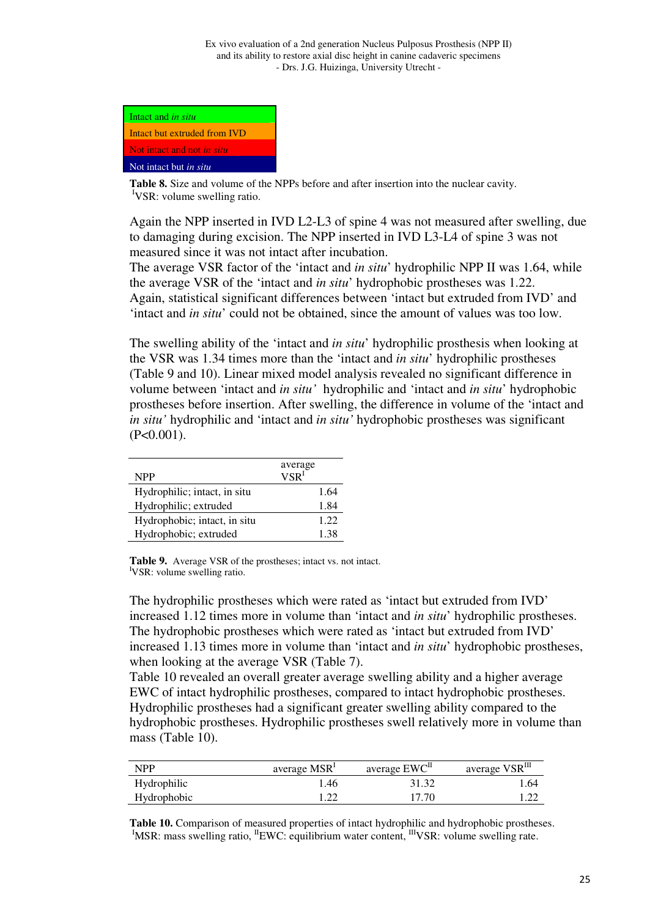| Intact and *in situ* |
|---|
| Intact but extruded from IVD |
| Not intact and not *in situ* |
| Not intact but *in situ* |

**Table 8.** Size and volume of the NPPs before and after insertion into the nuclear cavity.
[I]VSR: volume swelling ratio.

Again the NPP inserted in IVD L2-L3 of spine 4 was not measured after swelling, due to damaging during excision. The NPP inserted in IVD L3-L4 of spine 3 was not measured since it was not intact after incubation.
The average VSR factor of the 'intact and *in situ*' hydrophilic NPP II was 1.64, while the average VSR of the 'intact and *in situ*' hydrophobic prostheses was 1.22.
Again, statistical significant differences between 'intact but extruded from IVD' and 'intact and *in situ*' could not be obtained, since the amount of values was too low.

The swelling ability of the 'intact and *in situ*' hydrophilic prosthesis when looking at the VSR was 1.34 times more than the 'intact and *in situ*' hydrophilic prostheses (Table 9 and 10). Linear mixed model analysis revealed no significant difference in volume between 'intact and *in situ'* hydrophilic and 'intact and *in situ*' hydrophobic prostheses before insertion. After swelling, the difference in volume of the 'intact and *in situ'* hydrophilic and 'intact and *in situ'* hydrophobic prostheses was significant ($P<0.001$).

| NPP | average VSR[I] |
|---|---|
| Hydrophilic; intact, in situ | 1.64 |
| Hydrophilic; extruded | 1.84 |
| Hydrophobic; intact, in situ | 1.22 |
| Hydrophobic; extruded | 1.38 |

**Table 9.** Average VSR of the prostheses; intact vs. not intact.
[I]VSR: volume swelling ratio.

The hydrophilic prostheses which were rated as 'intact but extruded from IVD' increased 1.12 times more in volume than 'intact and *in situ*' hydrophilic prostheses. The hydrophobic prostheses which were rated as 'intact but extruded from IVD' increased 1.13 times more in volume than 'intact and *in situ*' hydrophobic prostheses, when looking at the average VSR (Table 7).
Table 10 revealed an overall greater average swelling ability and a higher average EWC of intact hydrophilic prostheses, compared to intact hydrophobic prostheses. Hydrophilic prostheses had a significant greater swelling ability compared to the hydrophobic prostheses. Hydrophilic prostheses swell relatively more in volume than mass (Table 10).

| NPP | average MSR[I] | average EWC[II] | average VSR[III] |
|---|---|---|---|
| Hydrophilic | 1.46 | 31.32 | 1.64 |
| Hydrophobic | 1.22 | 17.70 | 1.22 |

**Table 10.** Comparison of measured properties of intact hydrophilic and hydrophobic prostheses.
[I]MSR: mass swelling ratio, [II]EWC: equilibrium water content, [III]VSR: volume swelling rate.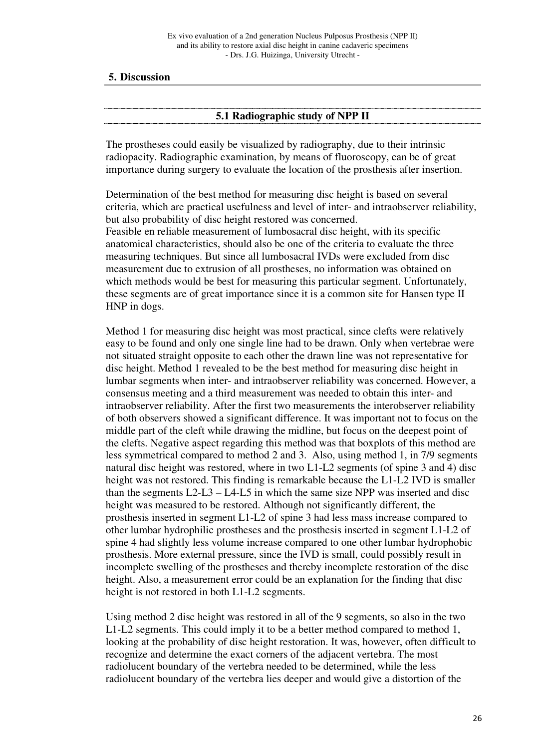## 5. Discussion

### 5.1 Radiographic study of NPP II

The prostheses could easily be visualized by radiography, due to their intrinsic radiopacity. Radiographic examination, by means of fluoroscopy, can be of great importance during surgery to evaluate the location of the prosthesis after insertion.

Determination of the best method for measuring disc height is based on several criteria, which are practical usefulness and level of inter- and intraobserver reliability, but also probability of disc height restored was concerned.
Feasible en reliable measurement of lumbosacral disc height, with its specific anatomical characteristics, should also be one of the criteria to evaluate the three measuring techniques. But since all lumbosacral IVDs were excluded from disc measurement due to extrusion of all prostheses, no information was obtained on which methods would be best for measuring this particular segment. Unfortunately, these segments are of great importance since it is a common site for Hansen type II HNP in dogs.

Method 1 for measuring disc height was most practical, since clefts were relatively easy to be found and only one single line had to be drawn. Only when vertebrae were not situated straight opposite to each other the drawn line was not representative for disc height. Method 1 revealed to be the best method for measuring disc height in lumbar segments when inter- and intraobserver reliability was concerned. However, a consensus meeting and a third measurement was needed to obtain this inter- and intraobserver reliability. After the first two measurements the interobserver reliability of both observers showed a significant difference. It was important not to focus on the middle part of the cleft while drawing the midline, but focus on the deepest point of the clefts. Negative aspect regarding this method was that boxplots of this method are less symmetrical compared to method 2 and 3. Also, using method 1, in 7/9 segments natural disc height was restored, where in two L1-L2 segments (of spine 3 and 4) disc height was not restored. This finding is remarkable because the L1-L2 IVD is smaller than the segments L2-L3 – L4-L5 in which the same size NPP was inserted and disc height was measured to be restored. Although not significantly different, the prosthesis inserted in segment L1-L2 of spine 3 had less mass increase compared to other lumbar hydrophilic prostheses and the prosthesis inserted in segment L1-L2 of spine 4 had slightly less volume increase compared to one other lumbar hydrophobic prosthesis. More external pressure, since the IVD is small, could possibly result in incomplete swelling of the prostheses and thereby incomplete restoration of the disc height. Also, a measurement error could be an explanation for the finding that disc height is not restored in both L1-L2 segments.

Using method 2 disc height was restored in all of the 9 segments, so also in the two L1-L2 segments. This could imply it to be a better method compared to method 1, looking at the probability of disc height restoration. It was, however, often difficult to recognize and determine the exact corners of the adjacent vertebra. The most radiolucent boundary of the vertebra needed to be determined, while the less radiolucent boundary of the vertebra lies deeper and would give a distortion of the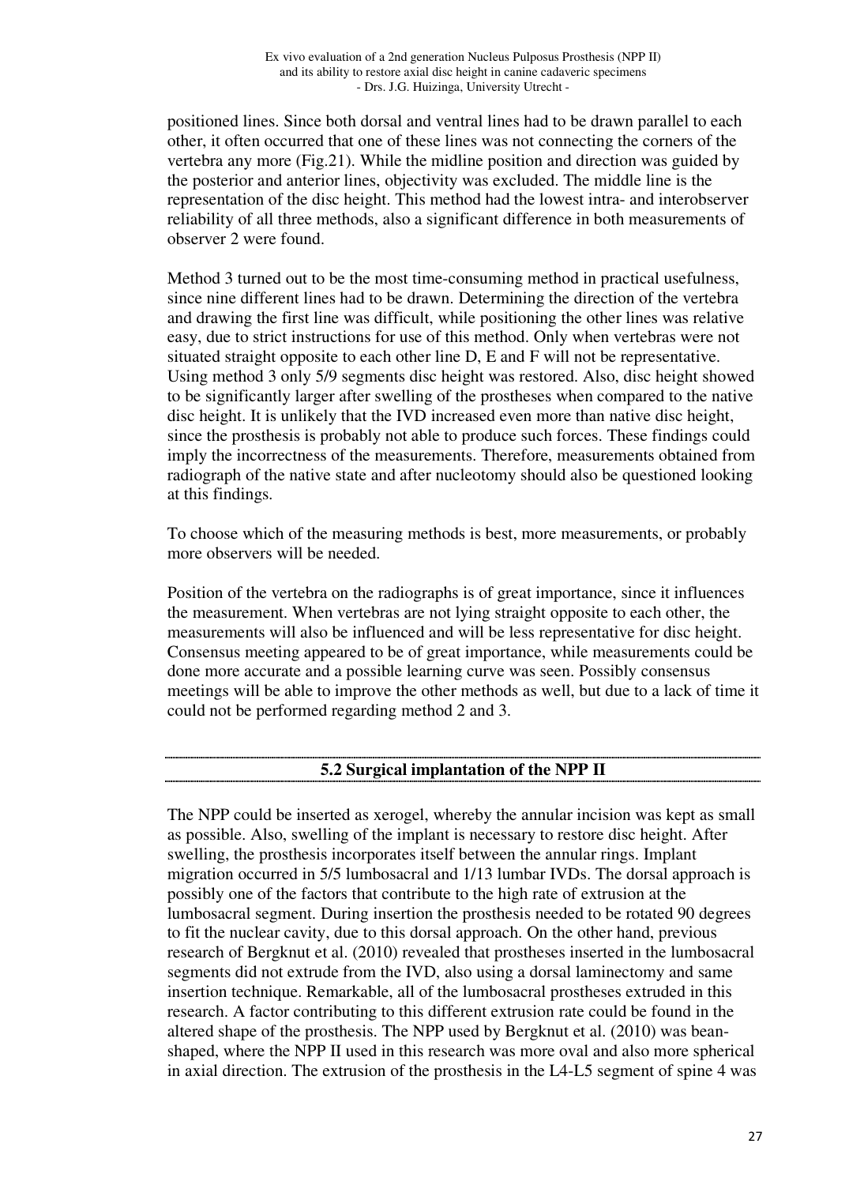positioned lines. Since both dorsal and ventral lines had to be drawn parallel to each other, it often occurred that one of these lines was not connecting the corners of the vertebra any more (Fig.21). While the midline position and direction was guided by the posterior and anterior lines, objectivity was excluded. The middle line is the representation of the disc height. This method had the lowest intra- and interobserver reliability of all three methods, also a significant difference in both measurements of observer 2 were found.

Method 3 turned out to be the most time-consuming method in practical usefulness, since nine different lines had to be drawn. Determining the direction of the vertebra and drawing the first line was difficult, while positioning the other lines was relative easy, due to strict instructions for use of this method. Only when vertebras were not situated straight opposite to each other line D, E and F will not be representative. Using method 3 only 5/9 segments disc height was restored. Also, disc height showed to be significantly larger after swelling of the prostheses when compared to the native disc height. It is unlikely that the IVD increased even more than native disc height, since the prosthesis is probably not able to produce such forces. These findings could imply the incorrectness of the measurements. Therefore, measurements obtained from radiograph of the native state and after nucleotomy should also be questioned looking at this findings.

To choose which of the measuring methods is best, more measurements, or probably more observers will be needed.

Position of the vertebra on the radiographs is of great importance, since it influences the measurement. When vertebras are not lying straight opposite to each other, the measurements will also be influenced and will be less representative for disc height. Consensus meeting appeared to be of great importance, while measurements could be done more accurate and a possible learning curve was seen. Possibly consensus meetings will be able to improve the other methods as well, but due to a lack of time it could not be performed regarding method 2 and 3.

## 5.2 Surgical implantation of the NPP II

The NPP could be inserted as xerogel, whereby the annular incision was kept as small as possible. Also, swelling of the implant is necessary to restore disc height. After swelling, the prosthesis incorporates itself between the annular rings. Implant migration occurred in 5/5 lumbosacral and 1/13 lumbar IVDs. The dorsal approach is possibly one of the factors that contribute to the high rate of extrusion at the lumbosacral segment. During insertion the prosthesis needed to be rotated 90 degrees to fit the nuclear cavity, due to this dorsal approach. On the other hand, previous research of Bergknut et al. (2010) revealed that prostheses inserted in the lumbosacral segments did not extrude from the IVD, also using a dorsal laminectomy and same insertion technique. Remarkable, all of the lumbosacral prostheses extruded in this research. A factor contributing to this different extrusion rate could be found in the altered shape of the prosthesis. The NPP used by Bergknut et al. (2010) was bean-shaped, where the NPP II used in this research was more oval and also more spherical in axial direction. The extrusion of the prosthesis in the L4-L5 segment of spine 4 was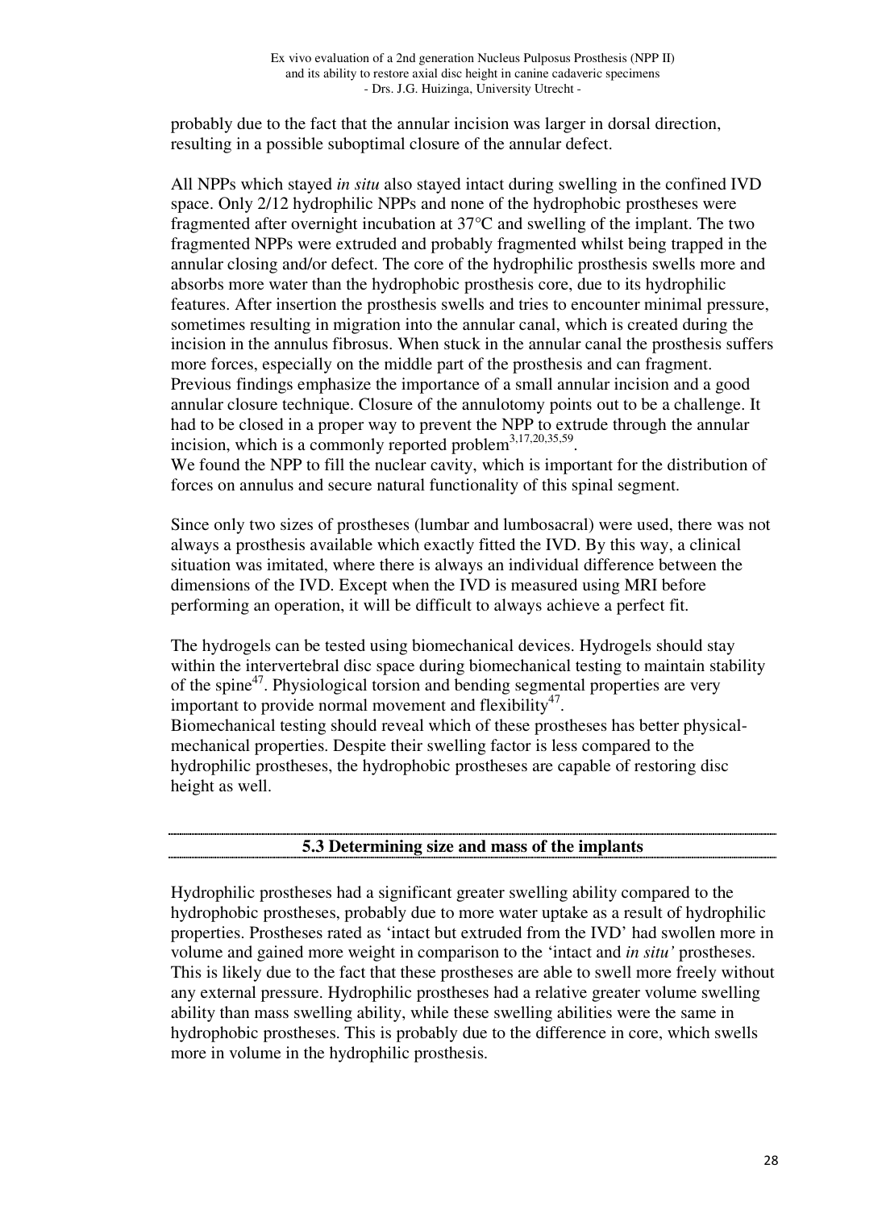probably due to the fact that the annular incision was larger in dorsal direction, resulting in a possible suboptimal closure of the annular defect.

All NPPs which stayed *in situ* also stayed intact during swelling in the confined IVD space. Only 2/12 hydrophilic NPPs and none of the hydrophobic prostheses were fragmented after overnight incubation at 37°C and swelling of the implant. The two fragmented NPPs were extruded and probably fragmented whilst being trapped in the annular closing and/or defect. The core of the hydrophilic prosthesis swells more and absorbs more water than the hydrophobic prosthesis core, due to its hydrophilic features. After insertion the prosthesis swells and tries to encounter minimal pressure, sometimes resulting in migration into the annular canal, which is created during the incision in the annulus fibrosus. When stuck in the annular canal the prosthesis suffers more forces, especially on the middle part of the prosthesis and can fragment. Previous findings emphasize the importance of a small annular incision and a good annular closure technique. Closure of the annulotomy points out to be a challenge. It had to be closed in a proper way to prevent the NPP to extrude through the annular incision, which is a commonly reported problem[3,17,20,35,59].
We found the NPP to fill the nuclear cavity, which is important for the distribution of forces on annulus and secure natural functionality of this spinal segment.

Since only two sizes of prostheses (lumbar and lumbosacral) were used, there was not always a prosthesis available which exactly fitted the IVD. By this way, a clinical situation was imitated, where there is always an individual difference between the dimensions of the IVD. Except when the IVD is measured using MRI before performing an operation, it will be difficult to always achieve a perfect fit.

The hydrogels can be tested using biomechanical devices. Hydrogels should stay within the intervertebral disc space during biomechanical testing to maintain stability of the spine[47]. Physiological torsion and bending segmental properties are very important to provide normal movement and flexibility[47].
Biomechanical testing should reveal which of these prostheses has better physical-mechanical properties. Despite their swelling factor is less compared to the hydrophilic prostheses, the hydrophobic prostheses are capable of restoring disc height as well.

## 5.3 Determining size and mass of the implants

Hydrophilic prostheses had a significant greater swelling ability compared to the hydrophobic prostheses, probably due to more water uptake as a result of hydrophilic properties. Prostheses rated as 'intact but extruded from the IVD' had swollen more in volume and gained more weight in comparison to the 'intact and *in situ'* prostheses. This is likely due to the fact that these prostheses are able to swell more freely without any external pressure. Hydrophilic prostheses had a relative greater volume swelling ability than mass swelling ability, while these swelling abilities were the same in hydrophobic prostheses. This is probably due to the difference in core, which swells more in volume in the hydrophilic prosthesis.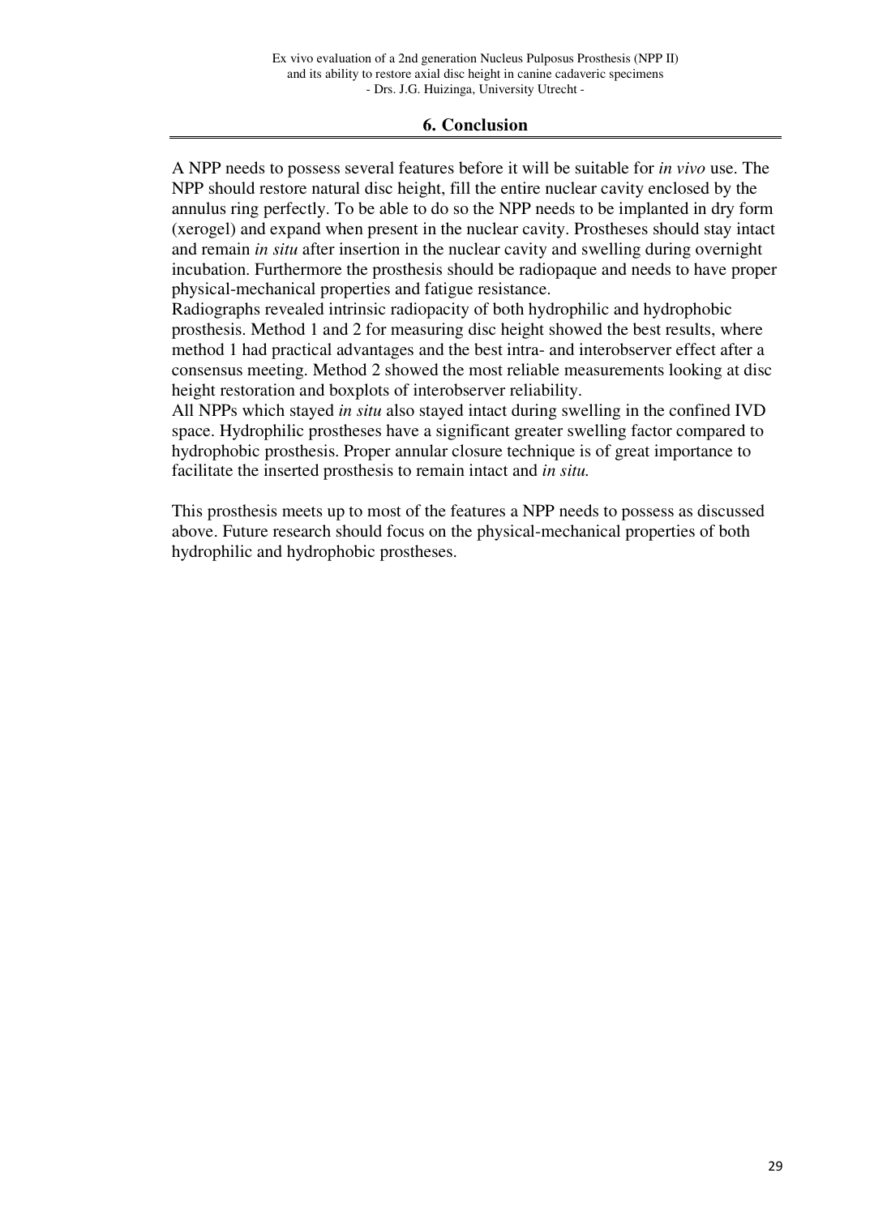## 6. Conclusion

A NPP needs to possess several features before it will be suitable for *in vivo* use. The NPP should restore natural disc height, fill the entire nuclear cavity enclosed by the annulus ring perfectly. To be able to do so the NPP needs to be implanted in dry form (xerogel) and expand when present in the nuclear cavity. Prostheses should stay intact and remain *in situ* after insertion in the nuclear cavity and swelling during overnight incubation. Furthermore the prosthesis should be radiopaque and needs to have proper physical-mechanical properties and fatigue resistance.
Radiographs revealed intrinsic radiopacity of both hydrophilic and hydrophobic prosthesis. Method 1 and 2 for measuring disc height showed the best results, where method 1 had practical advantages and the best intra- and interobserver effect after a consensus meeting. Method 2 showed the most reliable measurements looking at disc height restoration and boxplots of interobserver reliability.
All NPPs which stayed *in situ* also stayed intact during swelling in the confined IVD space. Hydrophilic prostheses have a significant greater swelling factor compared to hydrophobic prosthesis. Proper annular closure technique is of great importance to facilitate the inserted prosthesis to remain intact and *in situ.*

This prosthesis meets up to most of the features a NPP needs to possess as discussed above. Future research should focus on the physical-mechanical properties of both hydrophilic and hydrophobic prostheses.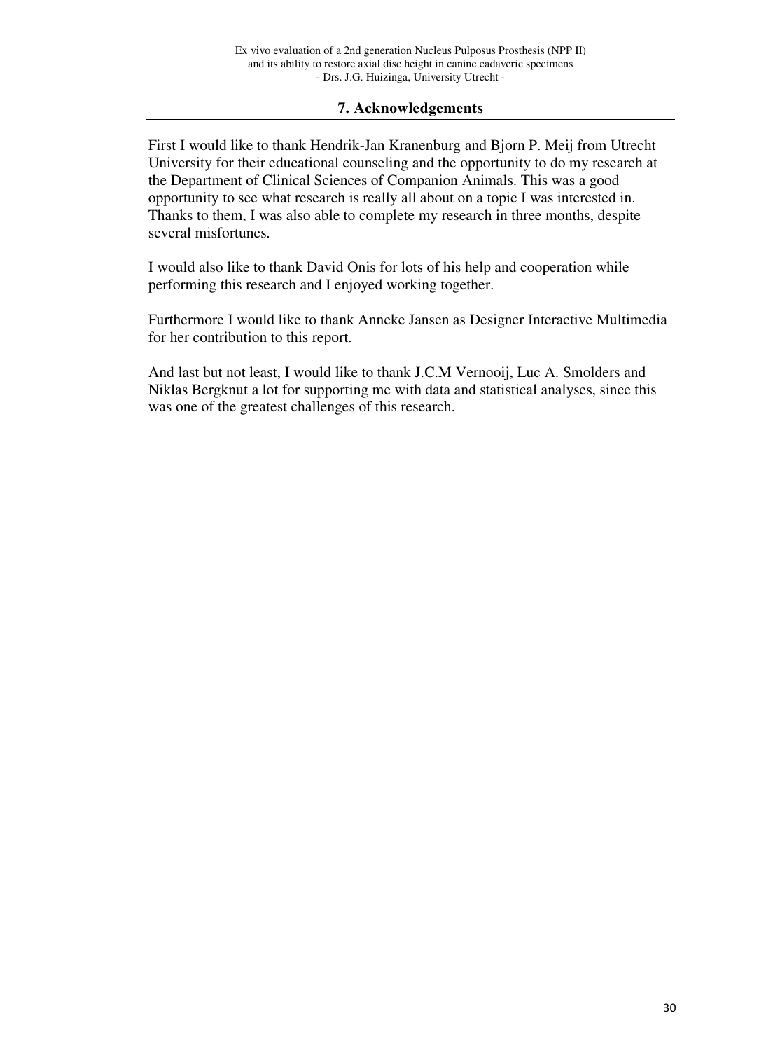## 7. Acknowledgements

First I would like to thank Hendrik-Jan Kranenburg and Bjorn P. Meij from Utrecht University for their educational counseling and the opportunity to do my research at the Department of Clinical Sciences of Companion Animals. This was a good opportunity to see what research is really all about on a topic I was interested in. Thanks to them, I was also able to complete my research in three months, despite several misfortunes.

I would also like to thank David Onis for lots of his help and cooperation while performing this research and I enjoyed working together.

Furthermore I would like to thank Anneke Jansen as Designer Interactive Multimedia for her contribution to this report.

And last but not least, I would like to thank J.C.M Vernooij, Luc A. Smolders and Niklas Bergknut a lot for supporting me with data and statistical analyses, since this was one of the greatest challenges of this research.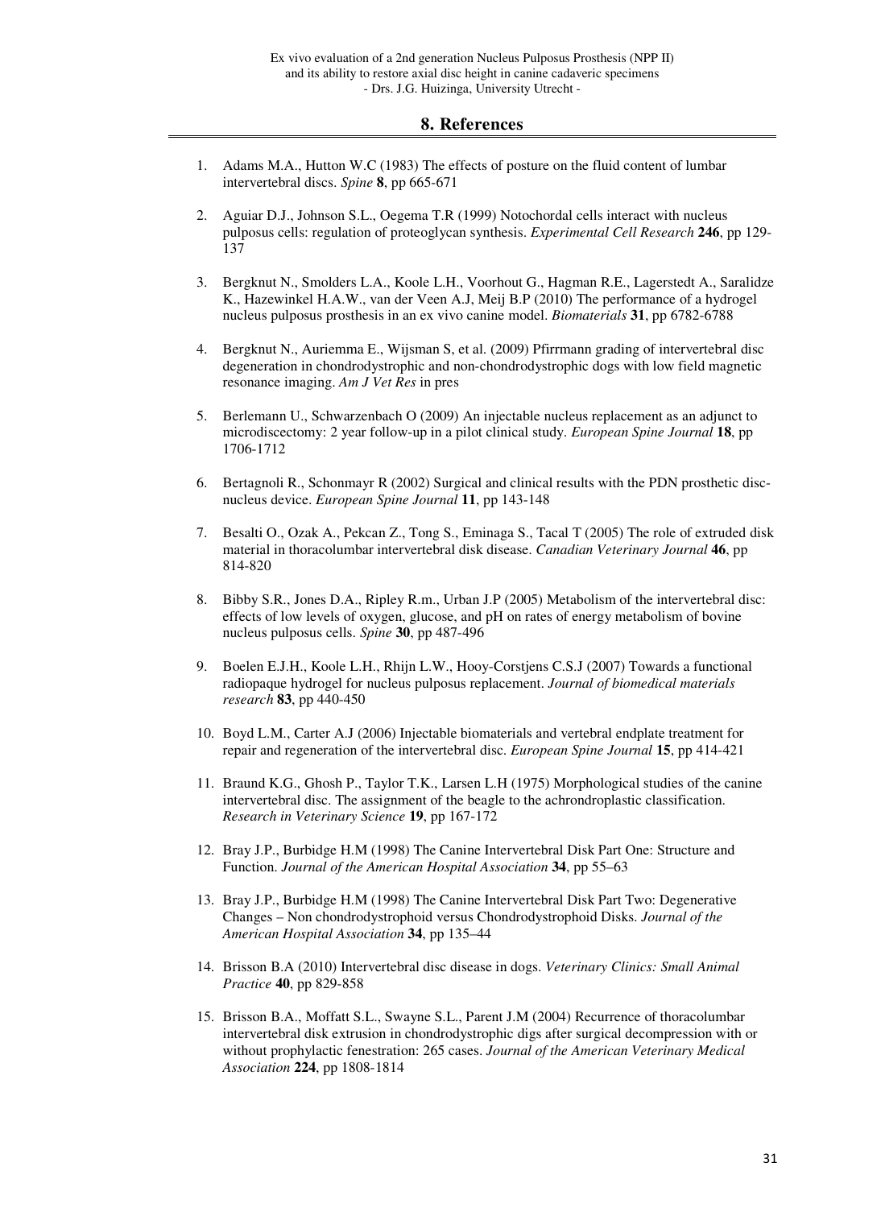## 8. References

1. Adams M.A., Hutton W.C (1983) The effects of posture on the fluid content of lumbar intervertebral discs. *Spine* **8**, pp 665-671

2. Aguiar D.J., Johnson S.L., Oegema T.R (1999) Notochordal cells interact with nucleus pulposus cells: regulation of proteoglycan synthesis. *Experimental Cell Research* **246**, pp 129-137

3. Bergknut N., Smolders L.A., Koole L.H., Voorhout G., Hagman R.E., Lagerstedt A., Saralidze K., Hazewinkel H.A.W., van der Veen A.J, Meij B.P (2010) The performance of a hydrogel nucleus pulposus prosthesis in an ex vivo canine model. *Biomaterials* **31**, pp 6782-6788

4. Bergknut N., Auriemma E., Wijsman S, et al. (2009) Pfirrmann grading of intervertebral disc degeneration in chondrodystrophic and non-chondrodystrophic dogs with low field magnetic resonance imaging. *Am J Vet Res* in pres

5. Berlemann U., Schwarzenbach O (2009) An injectable nucleus replacement as an adjunct to microdiscectomy: 2 year follow-up in a pilot clinical study. *European Spine Journal* **18**, pp 1706-1712

6. Bertagnoli R., Schonmayr R (2002) Surgical and clinical results with the PDN prosthetic disc-nucleus device. *European Spine Journal* **11**, pp 143-148

7. Besalti O., Ozak A., Pekcan Z., Tong S., Eminaga S., Tacal T (2005) The role of extruded disk material in thoracolumbar intervertebral disk disease. *Canadian Veterinary Journal* **46**, pp 814-820

8. Bibby S.R., Jones D.A., Ripley R.m., Urban J.P (2005) Metabolism of the intervertebral disc: effects of low levels of oxygen, glucose, and pH on rates of energy metabolism of bovine nucleus pulposus cells. *Spine* **30**, pp 487-496

9. Boelen E.J.H., Koole L.H., Rhijn L.W., Hooy-Corstjens C.S.J (2007) Towards a functional radiopaque hydrogel for nucleus pulposus replacement. *Journal of biomedical materials research* **83**, pp 440-450

10. Boyd L.M., Carter A.J (2006) Injectable biomaterials and vertebral endplate treatment for repair and regeneration of the intervertebral disc. *European Spine Journal* **15**, pp 414-421

11. Braund K.G., Ghosh P., Taylor T.K., Larsen L.H (1975) Morphological studies of the canine intervertebral disc. The assignment of the beagle to the achrondroplastic classification. *Research in Veterinary Science* **19**, pp 167-172

12. Bray J.P., Burbidge H.M (1998) The Canine Intervertebral Disk Part One: Structure and Function. *Journal of the American Hospital Association* **34**, pp 55–63

13. Bray J.P., Burbidge H.M (1998) The Canine Intervertebral Disk Part Two: Degenerative Changes – Non chondrodystrophoid versus Chondrodystrophoid Disks. *Journal of the American Hospital Association* **34**, pp 135–44

14. Brisson B.A (2010) Intervertebral disc disease in dogs. *Veterinary Clinics: Small Animal Practice* **40**, pp 829-858

15. Brisson B.A., Moffatt S.L., Swayne S.L., Parent J.M (2004) Recurrence of thoracolumbar intervertebral disk extrusion in chondrodystrophic digs after surgical decompression with or without prophylactic fenestration: 265 cases. *Journal of the American Veterinary Medical Association* **224**, pp 1808-1814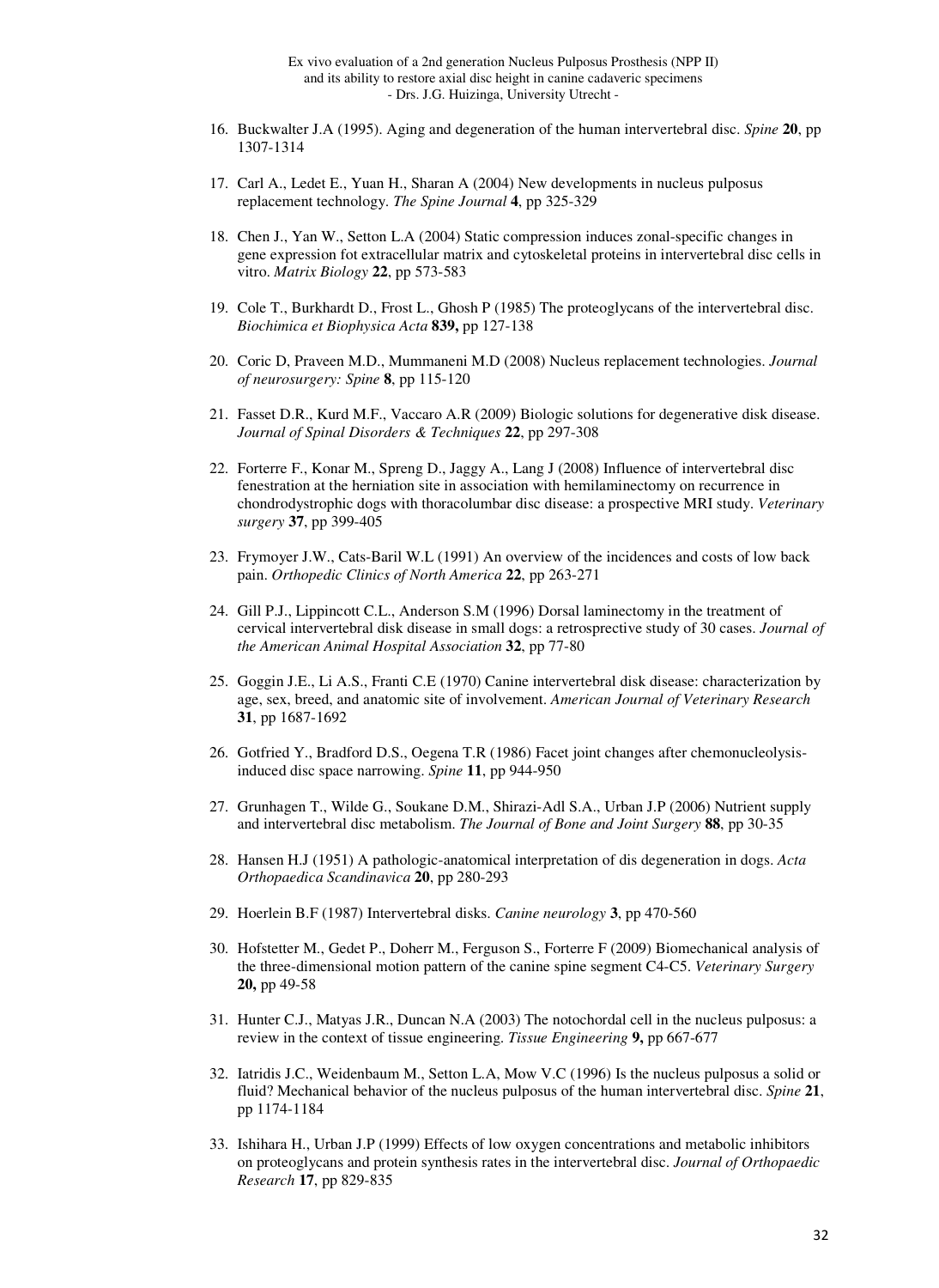16. Buckwalter J.A (1995). Aging and degeneration of the human intervertebral disc. *Spine* **20**, pp 1307-1314

17. Carl A., Ledet E., Yuan H., Sharan A (2004) New developments in nucleus pulposus replacement technology. *The Spine Journal* **4**, pp 325-329

18. Chen J., Yan W., Setton L.A (2004) Static compression induces zonal-specific changes in gene expression fot extracellular matrix and cytoskeletal proteins in intervertebral disc cells in vitro. *Matrix Biology* **22**, pp 573-583

19. Cole T., Burkhardt D., Frost L., Ghosh P (1985) The proteoglycans of the intervertebral disc. *Biochimica et Biophysica Acta* **839,** pp 127-138

20. Coric D, Praveen M.D., Mummaneni M.D (2008) Nucleus replacement technologies. *Journal of neurosurgery: Spine* **8**, pp 115-120

21. Fasset D.R., Kurd M.F., Vaccaro A.R (2009) Biologic solutions for degenerative disk disease. *Journal of Spinal Disorders & Techniques* **22**, pp 297-308

22. Forterre F., Konar M., Spreng D., Jaggy A., Lang J (2008) Influence of intervertebral disc fenestration at the herniation site in association with hemilaminectomy on recurrence in chondrodystrophic dogs with thoracolumbar disc disease: a prospective MRI study. *Veterinary surgery* **37**, pp 399-405

23. Frymoyer J.W., Cats-Baril W.L (1991) An overview of the incidences and costs of low back pain. *Orthopedic Clinics of North America* **22**, pp 263-271

24. Gill P.J., Lippincott C.L., Anderson S.M (1996) Dorsal laminectomy in the treatment of cervical intervertebral disk disease in small dogs: a retrosprective study of 30 cases. *Journal of the American Animal Hospital Association* **32**, pp 77-80

25. Goggin J.E., Li A.S., Franti C.E (1970) Canine intervertebral disk disease: characterization by age, sex, breed, and anatomic site of involvement. *American Journal of Veterinary Research* **31**, pp 1687-1692

26. Gotfried Y., Bradford D.S., Oegena T.R (1986) Facet joint changes after chemonucleolysis-induced disc space narrowing. *Spine* **11**, pp 944-950

27. Grunhagen T., Wilde G., Soukane D.M., Shirazi-Adl S.A., Urban J.P (2006) Nutrient supply and intervertebral disc metabolism. *The Journal of Bone and Joint Surgery* **88**, pp 30-35

28. Hansen H.J (1951) A pathologic-anatomical interpretation of dis degeneration in dogs. *Acta Orthopaedica Scandinavica* **20**, pp 280-293

29. Hoerlein B.F (1987) Intervertebral disks. *Canine neurology* **3**, pp 470-560

30. Hofstetter M., Gedet P., Doherr M., Ferguson S., Forterre F (2009) Biomechanical analysis of the three-dimensional motion pattern of the canine spine segment C4-C5. *Veterinary Surgery* **20,** pp 49-58

31. Hunter C.J., Matyas J.R., Duncan N.A (2003) The notochordal cell in the nucleus pulposus: a review in the context of tissue engineering. *Tissue Engineering* **9,** pp 667-677

32. Iatridis J.C., Weidenbaum M., Setton L.A, Mow V.C (1996) Is the nucleus pulposus a solid or fluid? Mechanical behavior of the nucleus pulposus of the human intervertebral disc. *Spine* **21**, pp 1174-1184

33. Ishihara H., Urban J.P (1999) Effects of low oxygen concentrations and metabolic inhibitors on proteoglycans and protein synthesis rates in the intervertebral disc. *Journal of Orthopaedic Research* **17**, pp 829-835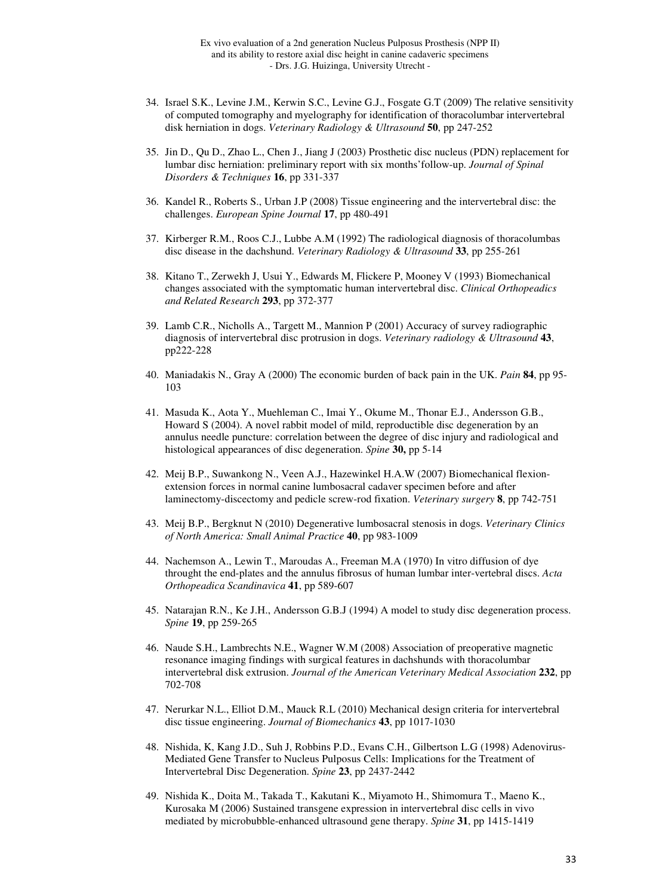34. Israel S.K., Levine J.M., Kerwin S.C., Levine G.J., Fosgate G.T (2009) The relative sensitivity of computed tomography and myelography for identification of thoracolumbar intervertebral disk herniation in dogs. *Veterinary Radiology & Ultrasound* **50**, pp 247-252

35. Jin D., Qu D., Zhao L., Chen J., Jiang J (2003) Prosthetic disc nucleus (PDN) replacement for lumbar disc herniation: preliminary report with six months'follow-up. *Journal of Spinal Disorders & Techniques* **16**, pp 331-337

36. Kandel R., Roberts S., Urban J.P (2008) Tissue engineering and the intervertebral disc: the challenges. *European Spine Journal* **17**, pp 480-491

37. Kirberger R.M., Roos C.J., Lubbe A.M (1992) The radiological diagnosis of thoracolumbas disc disease in the dachshund. *Veterinary Radiology & Ultrasound* **33**, pp 255-261

38. Kitano T., Zerwekh J, Usui Y., Edwards M, Flickere P, Mooney V (1993) Biomechanical changes associated with the symptomatic human intervertebral disc. *Clinical Orthopeadics and Related Research* **293**, pp 372-377

39. Lamb C.R., Nicholls A., Targett M., Mannion P (2001) Accuracy of survey radiographic diagnosis of intervertebral disc protrusion in dogs. *Veterinary radiology & Ultrasound* **43**, pp222-228

40. Maniadakis N., Gray A (2000) The economic burden of back pain in the UK. *Pain* **84**, pp 95-103

41. Masuda K., Aota Y., Muehleman C., Imai Y., Okume M., Thonar E.J., Andersson G.B., Howard S (2004). A novel rabbit model of mild, reproductible disc degeneration by an annulus needle puncture: correlation between the degree of disc injury and radiological and histological appearances of disc degeneration. *Spine* **30,** pp 5-14

42. Meij B.P., Suwankong N., Veen A.J., Hazewinkel H.A.W (2007) Biomechanical flexion-extension forces in normal canine lumbosacral cadaver specimen before and after laminectomy-discectomy and pedicle screw-rod fixation. *Veterinary surgery* **8**, pp 742-751

43. Meij B.P., Bergknut N (2010) Degenerative lumbosacral stenosis in dogs. *Veterinary Clinics of North America: Small Animal Practice* **40**, pp 983-1009

44. Nachemson A., Lewin T., Maroudas A., Freeman M.A (1970) In vitro diffusion of dye throught the end-plates and the annulus fibrosus of human lumbar inter-vertebral discs. *Acta Orthopeadica Scandinavica* **41**, pp 589-607

45. Natarajan R.N., Ke J.H., Andersson G.B.J (1994) A model to study disc degeneration process. *Spine* **19**, pp 259-265

46. Naude S.H., Lambrechts N.E., Wagner W.M (2008) Association of preoperative magnetic resonance imaging findings with surgical features in dachshunds with thoracolumbar intervertebral disk extrusion. *Journal of the American Veterinary Medical Association* **232**, pp 702-708

47. Nerurkar N.L., Elliot D.M., Mauck R.L (2010) Mechanical design criteria for intervertebral disc tissue engineering. *Journal of Biomechanics* **43**, pp 1017-1030

48. Nishida, K, Kang J.D., Suh J, Robbins P.D., Evans C.H., Gilbertson L.G (1998) Adenovirus-Mediated Gene Transfer to Nucleus Pulposus Cells: Implications for the Treatment of Intervertebral Disc Degeneration. *Spine* **23**, pp 2437-2442

49. Nishida K., Doita M., Takada T., Kakutani K., Miyamoto H., Shimomura T., Maeno K., Kurosaka M (2006) Sustained transgene expression in intervertebral disc cells in vivo mediated by microbubble-enhanced ultrasound gene therapy. *Spine* **31**, pp 1415-1419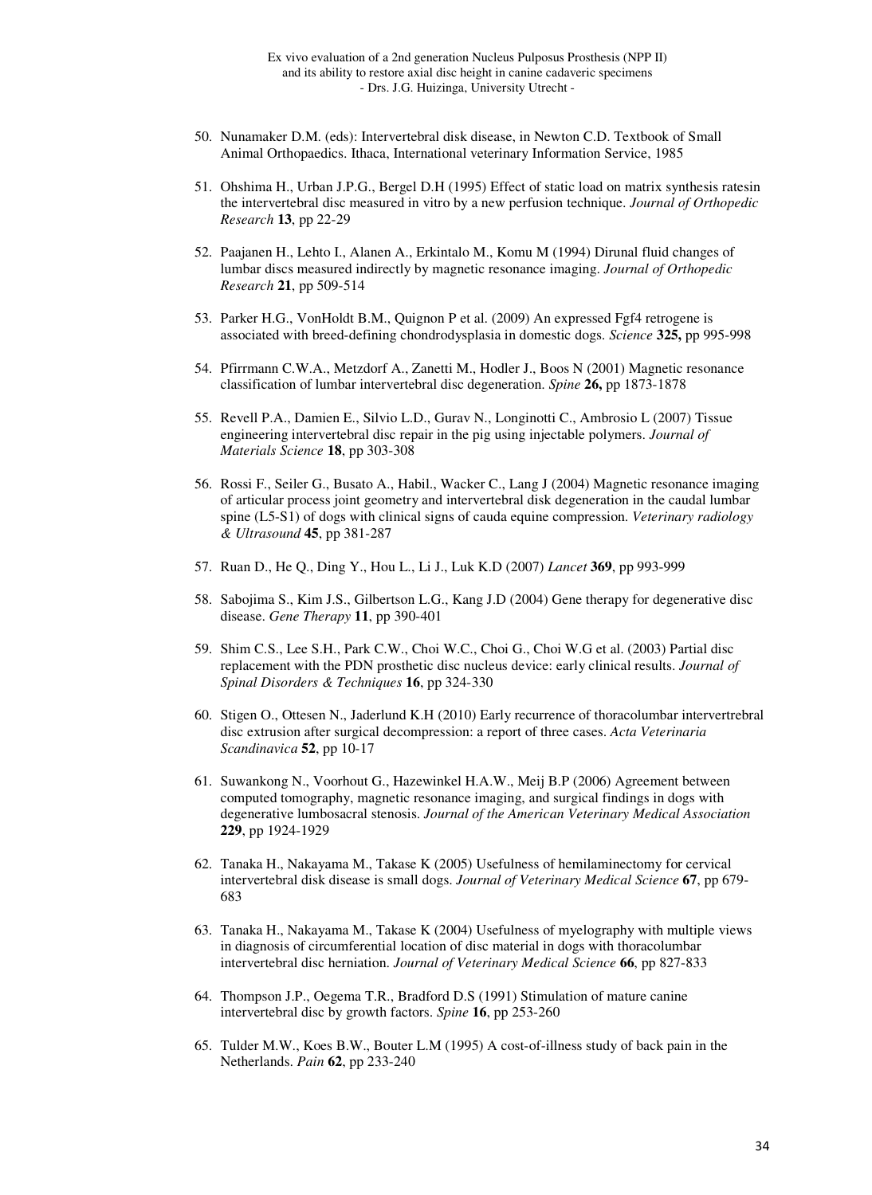50. Nunamaker D.M. (eds): Intervertebral disk disease, in Newton C.D. Textbook of Small Animal Orthopaedics. Ithaca, International veterinary Information Service, 1985

51. Ohshima H., Urban J.P.G., Bergel D.H (1995) Effect of static load on matrix synthesis ratesin the intervertebral disc measured in vitro by a new perfusion technique. *Journal of Orthopedic Research* **13**, pp 22-29

52. Paajanen H., Lehto I., Alanen A., Erkintalo M., Komu M (1994) Dirunal fluid changes of lumbar discs measured indirectly by magnetic resonance imaging. *Journal of Orthopedic Research* **21**, pp 509-514

53. Parker H.G., VonHoldt B.M., Quignon P et al. (2009) An expressed Fgf4 retrogene is associated with breed-defining chondrodysplasia in domestic dogs. *Science* **325,** pp 995-998

54. Pfirrmann C.W.A., Metzdorf A., Zanetti M., Hodler J., Boos N (2001) Magnetic resonance classification of lumbar intervertebral disc degeneration. *Spine* **26,** pp 1873-1878

55. Revell P.A., Damien E., Silvio L.D., Gurav N., Longinotti C., Ambrosio L (2007) Tissue engineering intervertebral disc repair in the pig using injectable polymers. *Journal of Materials Science* **18**, pp 303-308

56. Rossi F., Seiler G., Busato A., Habil., Wacker C., Lang J (2004) Magnetic resonance imaging of articular process joint geometry and intervertebral disk degeneration in the caudal lumbar spine (L5-S1) of dogs with clinical signs of cauda equine compression. *Veterinary radiology & Ultrasound* **45**, pp 381-287

57. Ruan D., He Q., Ding Y., Hou L., Li J., Luk K.D (2007) *Lancet* **369**, pp 993-999

58. Sabojima S., Kim J.S., Gilbertson L.G., Kang J.D (2004) Gene therapy for degenerative disc disease. *Gene Therapy* **11**, pp 390-401

59. Shim C.S., Lee S.H., Park C.W., Choi W.C., Choi G., Choi W.G et al. (2003) Partial disc replacement with the PDN prosthetic disc nucleus device: early clinical results. *Journal of Spinal Disorders & Techniques* **16**, pp 324-330

60. Stigen O., Ottesen N., Jaderlund K.H (2010) Early recurrence of thoracolumbar intervertrebral disc extrusion after surgical decompression: a report of three cases. *Acta Veterinaria Scandinavica* **52**, pp 10-17

61. Suwankong N., Voorhout G., Hazewinkel H.A.W., Meij B.P (2006) Agreement between computed tomography, magnetic resonance imaging, and surgical findings in dogs with degenerative lumbosacral stenosis. *Journal of the American Veterinary Medical Association* **229**, pp 1924-1929

62. Tanaka H., Nakayama M., Takase K (2005) Usefulness of hemilaminectomy for cervical intervertebral disk disease is small dogs. *Journal of Veterinary Medical Science* **67**, pp 679-683

63. Tanaka H., Nakayama M., Takase K (2004) Usefulness of myelography with multiple views in diagnosis of circumferential location of disc material in dogs with thoracolumbar intervertebral disc herniation. *Journal of Veterinary Medical Science* **66**, pp 827-833

64. Thompson J.P., Oegema T.R., Bradford D.S (1991) Stimulation of mature canine intervertebral disc by growth factors. *Spine* **16**, pp 253-260

65. Tulder M.W., Koes B.W., Bouter L.M (1995) A cost-of-illness study of back pain in the Netherlands. *Pain* **62**, pp 233-240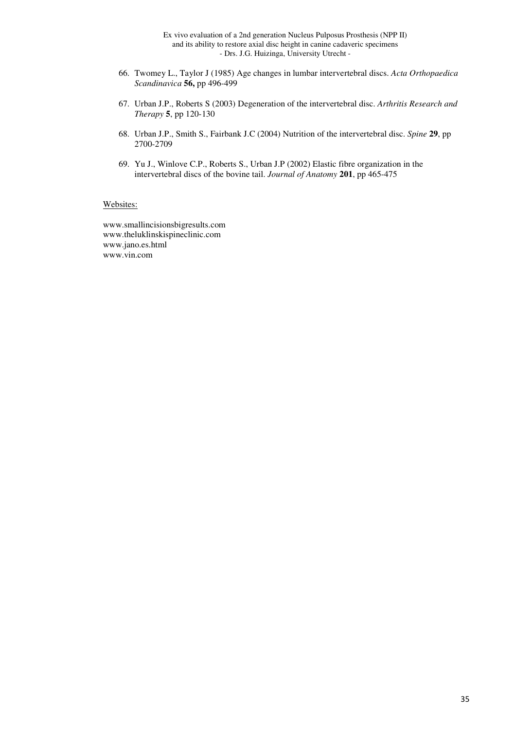66. Twomey L., Taylor J (1985) Age changes in lumbar intervertebral discs. *Acta Orthopaedica Scandinavica* **56,** pp 496-499

67. Urban J.P., Roberts S (2003) Degeneration of the intervertebral disc. *Arthritis Research and Therapy* **5**, pp 120-130

68. Urban J.P., Smith S., Fairbank J.C (2004) Nutrition of the intervertebral disc. *Spine* **29**, pp 2700-2709

69. Yu J., Winlove C.P., Roberts S., Urban J.P (2002) Elastic fibre organization in the intervertebral discs of the bovine tail. *Journal of Anatomy* **201**, pp 465-475

Websites:

www.smallincisionsbigresults.com
www.theluklinskispineclinic.com
www.jano.es.html
www.vin.com